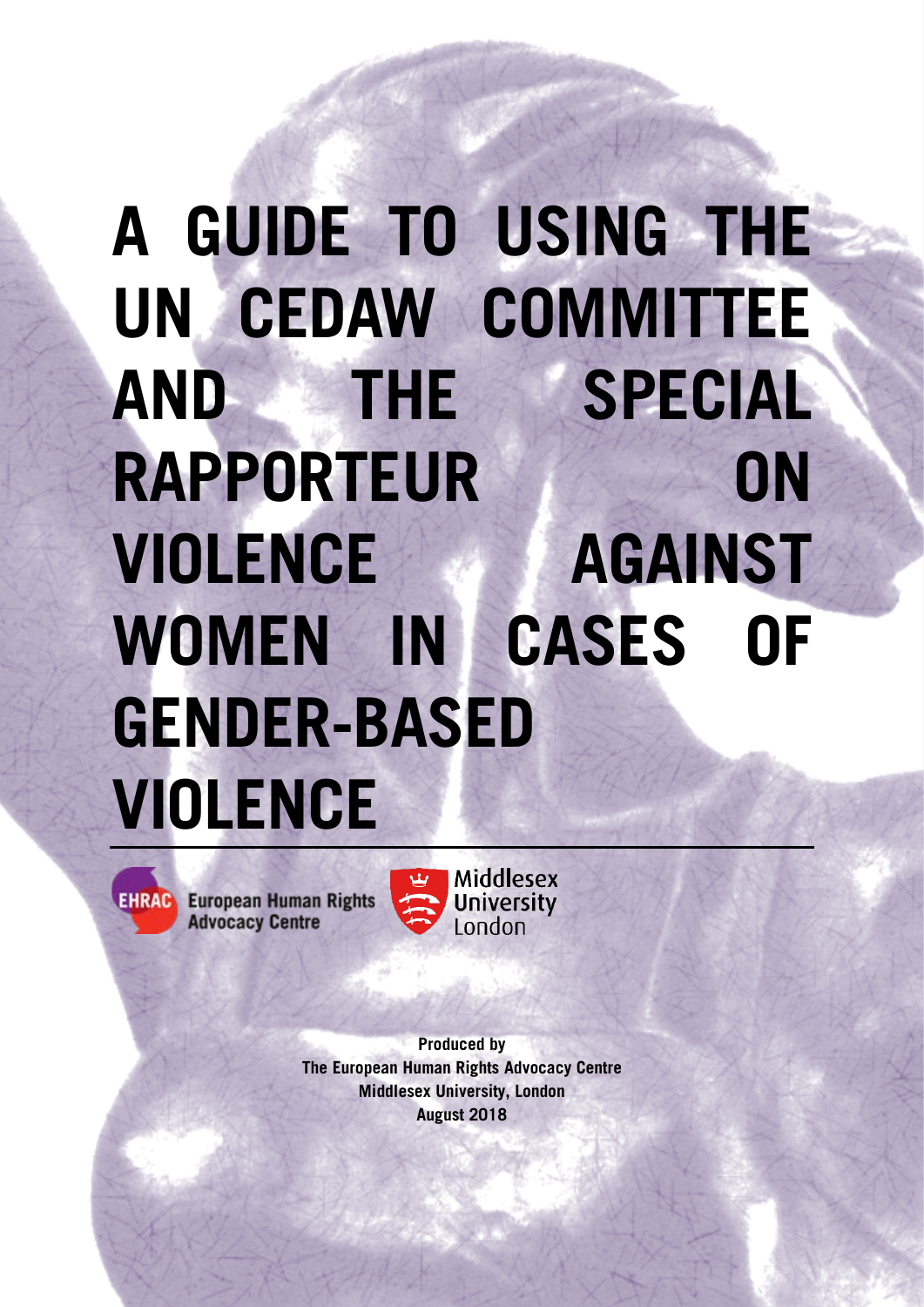# A GUIDE TO USING THE UN CEDAW COMMITTEE AND THE SPECIAL RAPPORTEUR ON VIOLENCE AGAINST WOMEN IN CASES OF GENDER-BASED VIOLENCE

EHRAC European Human Rights Advocacy Centre

Middlesex University London

**Produced by**
**The European Human Rights Advocacy Centre**
**Middlesex University, London**
**August 2018**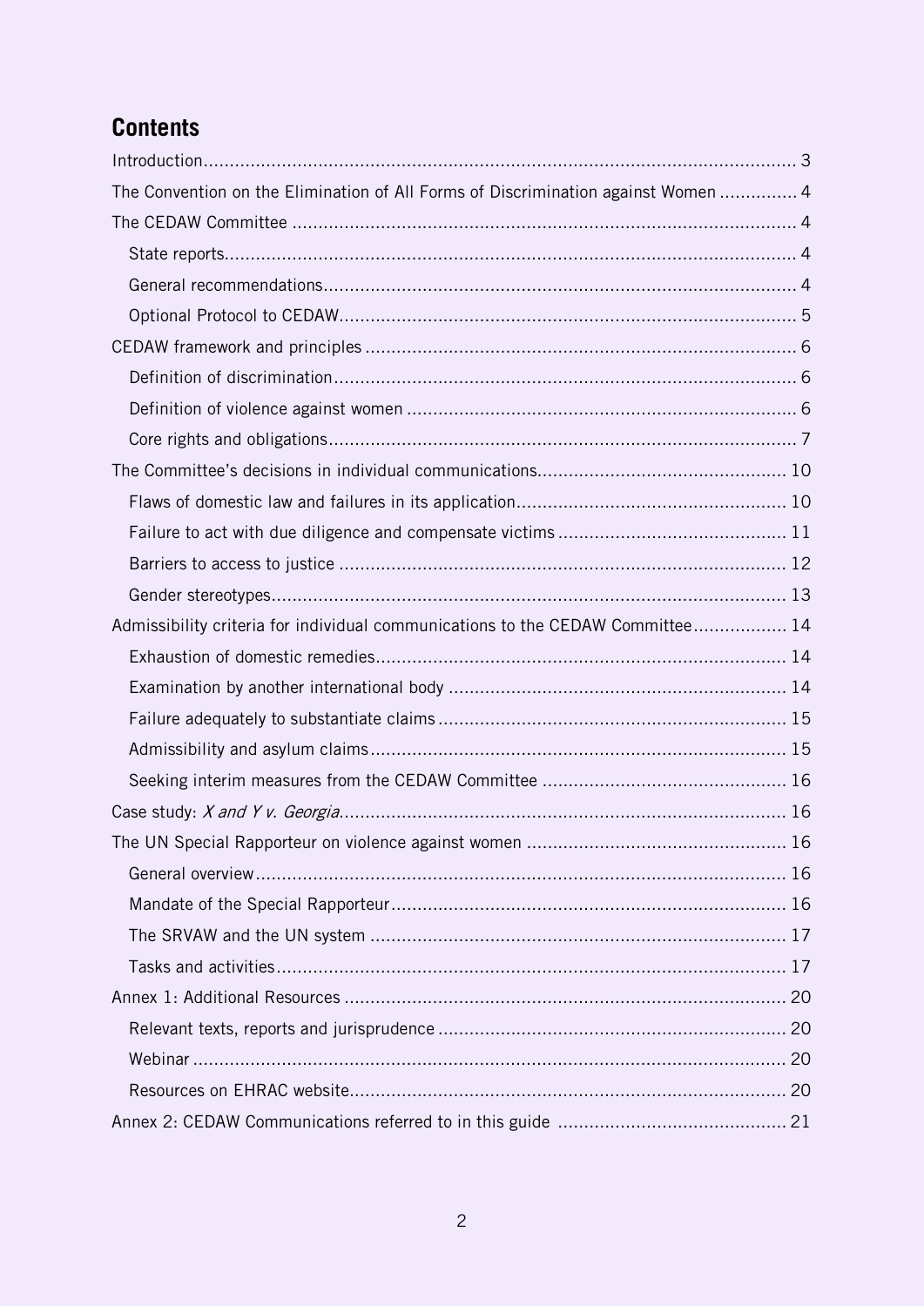## Contents

- Introduction ... 3
- The Convention on the Elimination of All Forms of Discrimination against Women ... 4
- The CEDAW Committee ... 4
  - State reports ... 4
  - General recommendations ... 4
  - Optional Protocol to CEDAW ... 5
- CEDAW framework and principles ... 6
  - Definition of discrimination ... 6
  - Definition of violence against women ... 6
  - Core rights and obligations ... 7
- The Committee's decisions in individual communications ... 10
  - Flaws of domestic law and failures in its application ... 10
  - Failure to act with due diligence and compensate victims ... 11
  - Barriers to access to justice ... 12
  - Gender stereotypes ... 13
- Admissibility criteria for individual communications to the CEDAW Committee ... 14
  - Exhaustion of domestic remedies ... 14
  - Examination by another international body ... 14
  - Failure adequately to substantiate claims ... 15
  - Admissibility and asylum claims ... 15
  - Seeking interim measures from the CEDAW Committee ... 16
- Case study: *X and Y v. Georgia* ... 16
- The UN Special Rapporteur on violence against women ... 16
  - General overview ... 16
  - Mandate of the Special Rapporteur ... 16
  - The SRVAW and the UN system ... 17
  - Tasks and activities ... 17
- Annex 1: Additional Resources ... 20
  - Relevant texts, reports and jurisprudence ... 20
  - Webinar ... 20
  - Resources on EHRAC website ... 20
- Annex 2: CEDAW Communications referred to in this guide ... 21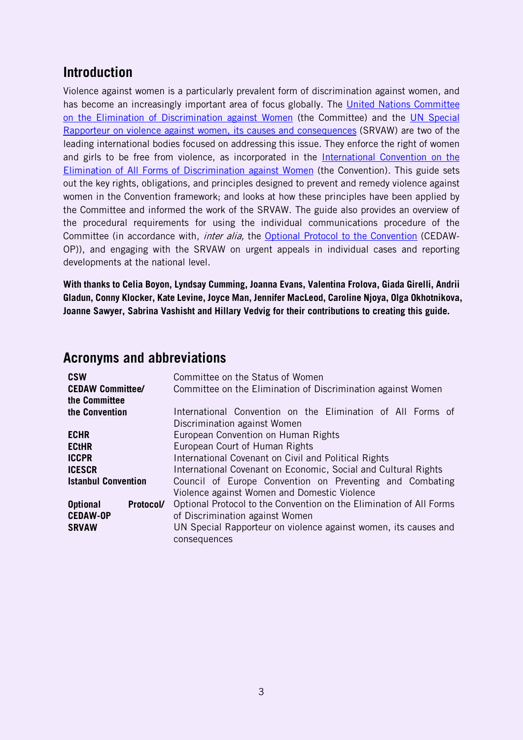## Introduction

Violence against women is a particularly prevalent form of discrimination against women, and has become an increasingly important area of focus globally. The [United Nations Committee on the Elimination of Discrimination against Women]() (the Committee) and the [UN Special Rapporteur on violence against women, its causes and consequences]() (SRVAW) are two of the leading international bodies focused on addressing this issue. They enforce the right of women and girls to be free from violence, as incorporated in the [International Convention on the Elimination of All Forms of Discrimination against Women]() (the Convention). This guide sets out the key rights, obligations, and principles designed to prevent and remedy violence against women in the Convention framework; and looks at how these principles have been applied by the Committee and informed the work of the SRVAW. The guide also provides an overview of the procedural requirements for using the individual communications procedure of the Committee (in accordance with, *inter alia,* the [Optional Protocol to the Convention]() (CEDAW-OP)), and engaging with the SRVAW on urgent appeals in individual cases and reporting developments at the national level.

**With thanks to Celia Boyon, Lyndsay Cumming, Joanna Evans, Valentina Frolova, Giada Girelli, Andrii Gladun, Conny Klocker, Kate Levine, Joyce Man, Jennifer MacLeod, Caroline Njoya, Olga Okhotnikova, Joanne Sawyer, Sabrina Vashisht and Hillary Vedvig for their contributions to creating this guide.**

## Acronyms and abbreviations

| | |
|---|---|
| **CSW** | Committee on the Status of Women |
| **CEDAW Committee/ the Committee** | Committee on the Elimination of Discrimination against Women |
| **the Convention** | International Convention on the Elimination of All Forms of Discrimination against Women |
| **ECHR** | European Convention on Human Rights |
| **ECtHR** | European Court of Human Rights |
| **ICCPR** | International Covenant on Civil and Political Rights |
| **ICESCR** | International Covenant on Economic, Social and Cultural Rights |
| **Istanbul Convention** | Council of Europe Convention on Preventing and Combating Violence against Women and Domestic Violence |
| **Optional Protocol/ CEDAW-OP** | Optional Protocol to the Convention on the Elimination of All Forms of Discrimination against Women |
| **SRVAW** | UN Special Rapporteur on violence against women, its causes and consequences |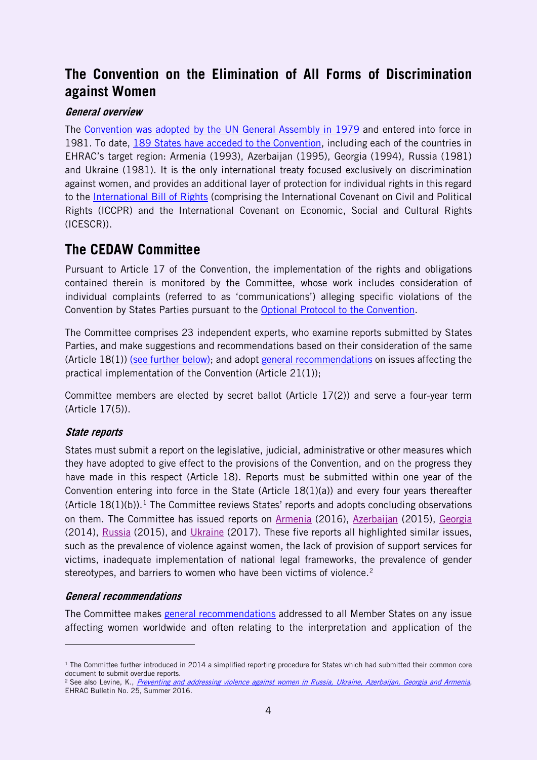## The Convention on the Elimination of All Forms of Discrimination against Women

### *General overview*

The Convention was adopted by the UN General Assembly in 1979 and entered into force in 1981. To date, 189 States have acceded to the Convention, including each of the countries in EHRAC's target region: Armenia (1993), Azerbaijan (1995), Georgia (1994), Russia (1981) and Ukraine (1981). It is the only international treaty focused exclusively on discrimination against women, and provides an additional layer of protection for individual rights in this regard to the International Bill of Rights (comprising the International Covenant on Civil and Political Rights (ICCPR) and the International Covenant on Economic, Social and Cultural Rights (ICESCR)).

## The CEDAW Committee

Pursuant to Article 17 of the Convention, the implementation of the rights and obligations contained therein is monitored by the Committee, whose work includes consideration of individual complaints (referred to as 'communications') alleging specific violations of the Convention by States Parties pursuant to the Optional Protocol to the Convention.

The Committee comprises 23 independent experts, who examine reports submitted by States Parties, and make suggestions and recommendations based on their consideration of the same (Article 18(1)) (see further below); and adopt general recommendations on issues affecting the practical implementation of the Convention (Article 21(1));

Committee members are elected by secret ballot (Article 17(2)) and serve a four-year term (Article 17(5)).

### *State reports*

States must submit a report on the legislative, judicial, administrative or other measures which they have adopted to give effect to the provisions of the Convention, and on the progress they have made in this respect (Article 18). Reports must be submitted within one year of the Convention entering into force in the State (Article 18(1)(a)) and every four years thereafter (Article 18(1)(b)).[1] The Committee reviews States' reports and adopts concluding observations on them. The Committee has issued reports on Armenia (2016), Azerbaijan (2015), Georgia (2014), Russia (2015), and Ukraine (2017). These five reports all highlighted similar issues, such as the prevalence of violence against women, the lack of provision of support services for victims, inadequate implementation of national legal frameworks, the prevalence of gender stereotypes, and barriers to women who have been victims of violence.[2]

### *General recommendations*

The Committee makes general recommendations addressed to all Member States on any issue affecting women worldwide and often relating to the interpretation and application of the

---

[1] The Committee further introduced in 2014 a simplified reporting procedure for States which had submitted their common core document to submit overdue reports.

[2] See also Levine, K., *Preventing and addressing violence against women in Russia, Ukraine, Azerbaijan, Georgia and Armenia*, EHRAC Bulletin No. 25, Summer 2016.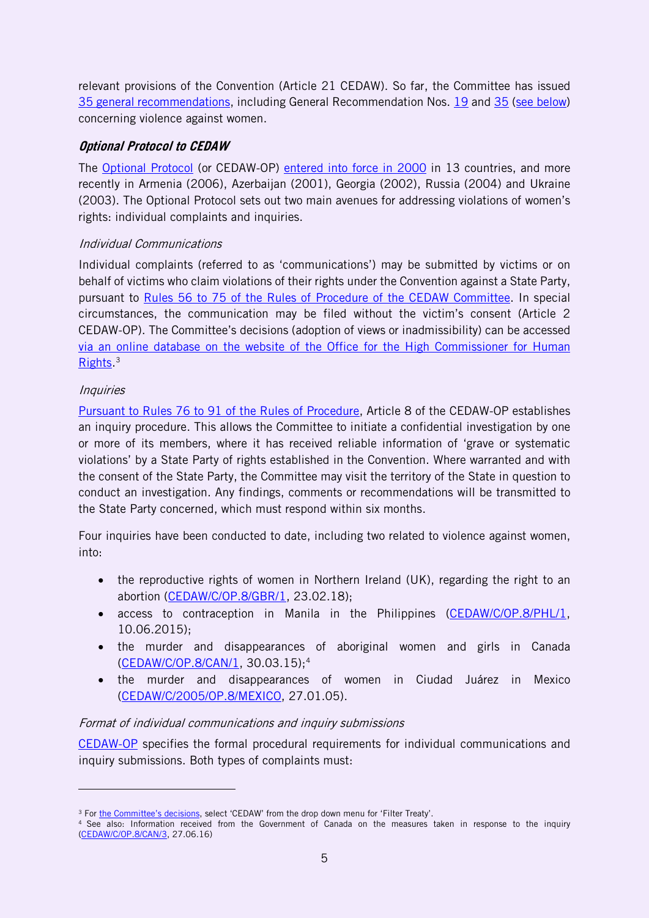relevant provisions of the Convention (Article 21 CEDAW). So far, the Committee has issued [35 general recommendations](), including General Recommendation Nos. [19]() and [35]() ([see below]()) concerning violence against women.

### *Optional Protocol to CEDAW*

The [Optional Protocol]() (or CEDAW-OP) [entered into force in 2000]() in 13 countries, and more recently in Armenia (2006), Azerbaijan (2001), Georgia (2002), Russia (2004) and Ukraine (2003). The Optional Protocol sets out two main avenues for addressing violations of women's rights: individual complaints and inquiries.

*Individual Communications*

Individual complaints (referred to as 'communications') may be submitted by victims or on behalf of victims who claim violations of their rights under the Convention against a State Party, pursuant to [Rules 56 to 75 of the Rules of Procedure of the CEDAW Committee](). In special circumstances, the communication may be filed without the victim's consent (Article 2 CEDAW-OP). The Committee's decisions (adoption of views or inadmissibility) can be accessed [via an online database on the website of the Office for the High Commissioner for Human Rights]().[3]

*Inquiries*

[Pursuant to Rules 76 to 91 of the Rules of Procedure](), Article 8 of the CEDAW-OP establishes an inquiry procedure. This allows the Committee to initiate a confidential investigation by one or more of its members, where it has received reliable information of 'grave or systematic violations' by a State Party of rights established in the Convention. Where warranted and with the consent of the State Party, the Committee may visit the territory of the State in question to conduct an investigation. Any findings, comments or recommendations will be transmitted to the State Party concerned, which must respond within six months.

Four inquiries have been conducted to date, including two related to violence against women, into:

- the reproductive rights of women in Northern Ireland (UK), regarding the right to an abortion ([CEDAW/C/OP.8/GBR/1](), 23.02.18);
- access to contraception in Manila in the Philippines ([CEDAW/C/OP.8/PHL/1](), 10.06.2015);
- the murder and disappearances of aboriginal women and girls in Canada ([CEDAW/C/OP.8/CAN/1](), 30.03.15);[4]
- the murder and disappearances of women in Ciudad Juárez in Mexico ([CEDAW/C/2005/OP.8/MEXICO](), 27.01.05).

*Format of individual communications and inquiry submissions*

[CEDAW-OP]() specifies the formal procedural requirements for individual communications and inquiry submissions. Both types of complaints must:

---

[3] For [the Committee's decisions](), select 'CEDAW' from the drop down menu for 'Filter Treaty'.

[4] See also: Information received from the Government of Canada on the measures taken in response to the inquiry ([CEDAW/C/OP.8/CAN/3](), 27.06.16)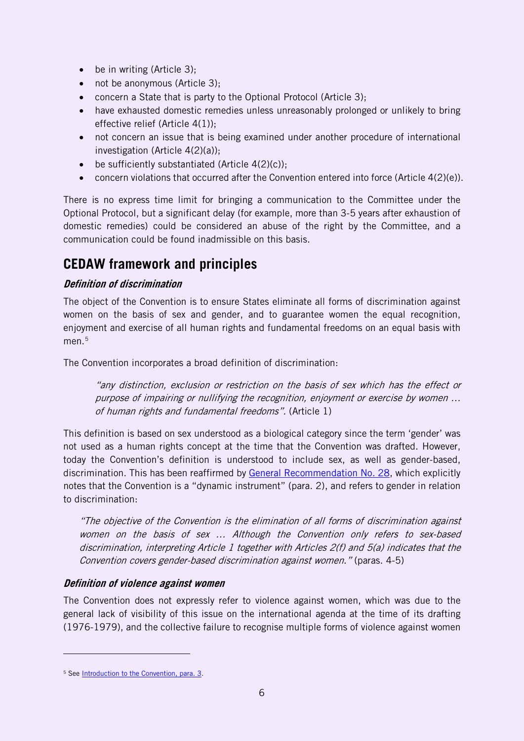- be in writing (Article 3);
- not be anonymous (Article 3);
- concern a State that is party to the Optional Protocol (Article 3);
- have exhausted domestic remedies unless unreasonably prolonged or unlikely to bring effective relief (Article 4(1));
- not concern an issue that is being examined under another procedure of international investigation (Article 4(2)(a));
- be sufficiently substantiated (Article 4(2)(c));
- concern violations that occurred after the Convention entered into force (Article 4(2)(e)).

There is no express time limit for bringing a communication to the Committee under the Optional Protocol, but a significant delay (for example, more than 3-5 years after exhaustion of domestic remedies) could be considered an abuse of the right by the Committee, and a communication could be found inadmissible on this basis.

## CEDAW framework and principles

### *Definition of discrimination*

The object of the Convention is to ensure States eliminate all forms of discrimination against women on the basis of sex and gender, and to guarantee women the equal recognition, enjoyment and exercise of all human rights and fundamental freedoms on an equal basis with men.[5]

The Convention incorporates a broad definition of discrimination:

> *"any distinction, exclusion or restriction on the basis of sex which has the effect or purpose of impairing or nullifying the recognition, enjoyment or exercise by women … of human rights and fundamental freedoms".* (Article 1)

This definition is based on sex understood as a biological category since the term 'gender' was not used as a human rights concept at the time that the Convention was drafted. However, today the Convention's definition is understood to include sex, as well as gender-based, discrimination. This has been reaffirmed by [General Recommendation No. 28](), which explicitly notes that the Convention is a "dynamic instrument" (para. 2), and refers to gender in relation to discrimination:

> *"The objective of the Convention is the elimination of all forms of discrimination against women on the basis of sex … Although the Convention only refers to sex-based discrimination, interpreting Article 1 together with Articles 2(f) and 5(a) indicates that the Convention covers gender-based discrimination against women."* (paras. 4-5)

### *Definition of violence against women*

The Convention does not expressly refer to violence against women, which was due to the general lack of visibility of this issue on the international agenda at the time of its drafting (1976-1979), and the collective failure to recognise multiple forms of violence against women

---

[5] See [Introduction to the Convention, para. 3]().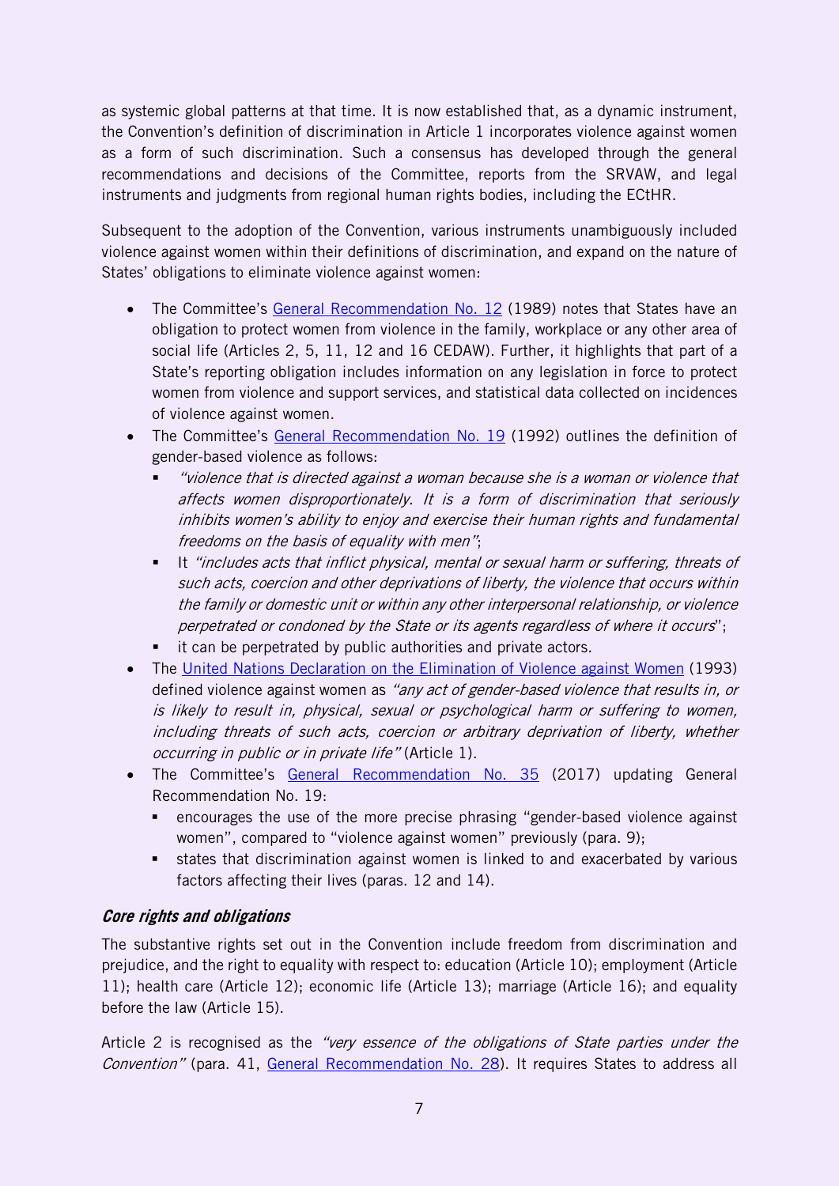as systemic global patterns at that time. It is now established that, as a dynamic instrument, the Convention's definition of discrimination in Article 1 incorporates violence against women as a form of such discrimination. Such a consensus has developed through the general recommendations and decisions of the Committee, reports from the SRVAW, and legal instruments and judgments from regional human rights bodies, including the ECtHR.

Subsequent to the adoption of the Convention, various instruments unambiguously included violence against women within their definitions of discrimination, and expand on the nature of States' obligations to eliminate violence against women:

- The Committee's [General Recommendation No. 12]() (1989) notes that States have an obligation to protect women from violence in the family, workplace or any other area of social life (Articles 2, 5, 11, 12 and 16 CEDAW). Further, it highlights that part of a State's reporting obligation includes information on any legislation in force to protect women from violence and support services, and statistical data collected on incidences of violence against women.
- The Committee's [General Recommendation No. 19]() (1992) outlines the definition of gender-based violence as follows:
  - *"violence that is directed against a woman because she is a woman or violence that affects women disproportionately. It is a form of discrimination that seriously inhibits women's ability to enjoy and exercise their human rights and fundamental freedoms on the basis of equality with men"*;
  - It *"includes acts that inflict physical, mental or sexual harm or suffering, threats of such acts, coercion and other deprivations of liberty, the violence that occurs within the family or domestic unit or within any other interpersonal relationship, or violence perpetrated or condoned by the State or its agents regardless of where it occurs*";
  - it can be perpetrated by public authorities and private actors.
- The [United Nations Declaration on the Elimination of Violence against Women]() (1993) defined violence against women as *"any act of gender-based violence that results in, or is likely to result in, physical, sexual or psychological harm or suffering to women, including threats of such acts, coercion or arbitrary deprivation of liberty, whether occurring in public or in private life"* (Article 1).
- The Committee's [General Recommendation No. 35]() (2017) updating General Recommendation No. 19:
  - encourages the use of the more precise phrasing "gender-based violence against women", compared to "violence against women" previously (para. 9);
  - states that discrimination against women is linked to and exacerbated by various factors affecting their lives (paras. 12 and 14).

### *Core rights and obligations*

The substantive rights set out in the Convention include freedom from discrimination and prejudice, and the right to equality with respect to: education (Article 10); employment (Article 11); health care (Article 12); economic life (Article 13); marriage (Article 16); and equality before the law (Article 15).

Article 2 is recognised as the *"very essence of the obligations of State parties under the Convention"* (para. 41, [General Recommendation No. 28]()). It requires States to address all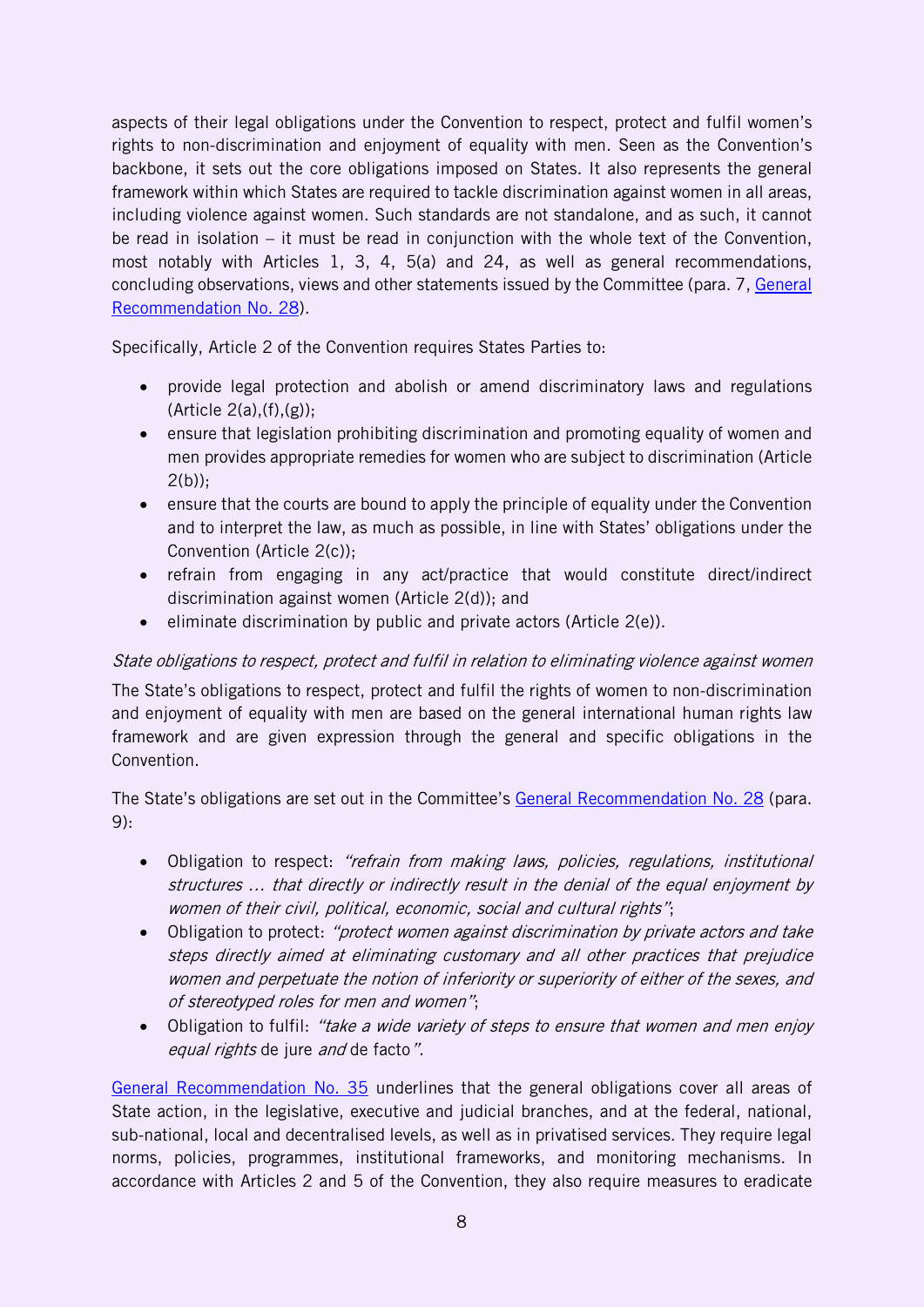aspects of their legal obligations under the Convention to respect, protect and fulfil women's rights to non-discrimination and enjoyment of equality with men. Seen as the Convention's backbone, it sets out the core obligations imposed on States. It also represents the general framework within which States are required to tackle discrimination against women in all areas, including violence against women. Such standards are not standalone, and as such, it cannot be read in isolation – it must be read in conjunction with the whole text of the Convention, most notably with Articles 1, 3, 4, 5(a) and 24, as well as general recommendations, concluding observations, views and other statements issued by the Committee (para. 7, [General Recommendation No. 28]).

Specifically, Article 2 of the Convention requires States Parties to:

- provide legal protection and abolish or amend discriminatory laws and regulations (Article 2(a),(f),(g));
- ensure that legislation prohibiting discrimination and promoting equality of women and men provides appropriate remedies for women who are subject to discrimination (Article 2(b));
- ensure that the courts are bound to apply the principle of equality under the Convention and to interpret the law, as much as possible, in line with States' obligations under the Convention (Article 2(c));
- refrain from engaging in any act/practice that would constitute direct/indirect discrimination against women (Article 2(d)); and
- eliminate discrimination by public and private actors (Article 2(e)).

*State obligations to respect, protect and fulfil in relation to eliminating violence against women*

The State's obligations to respect, protect and fulfil the rights of women to non-discrimination and enjoyment of equality with men are based on the general international human rights law framework and are given expression through the general and specific obligations in the Convention.

The State's obligations are set out in the Committee's [General Recommendation No. 28] (para. 9):

- Obligation to respect: *"refrain from making laws, policies, regulations, institutional structures … that directly or indirectly result in the denial of the equal enjoyment by women of their civil, political, economic, social and cultural rights"*;
- Obligation to protect: *"protect women against discrimination by private actors and take steps directly aimed at eliminating customary and all other practices that prejudice women and perpetuate the notion of inferiority or superiority of either of the sexes, and of stereotyped roles for men and women"*;
- Obligation to fulfil: *"take a wide variety of steps to ensure that women and men enjoy equal rights* de jure *and* de facto*"*.

[General Recommendation No. 35] underlines that the general obligations cover all areas of State action, in the legislative, executive and judicial branches, and at the federal, national, sub-national, local and decentralised levels, as well as in privatised services. They require legal norms, policies, programmes, institutional frameworks, and monitoring mechanisms. In accordance with Articles 2 and 5 of the Convention, they also require measures to eradicate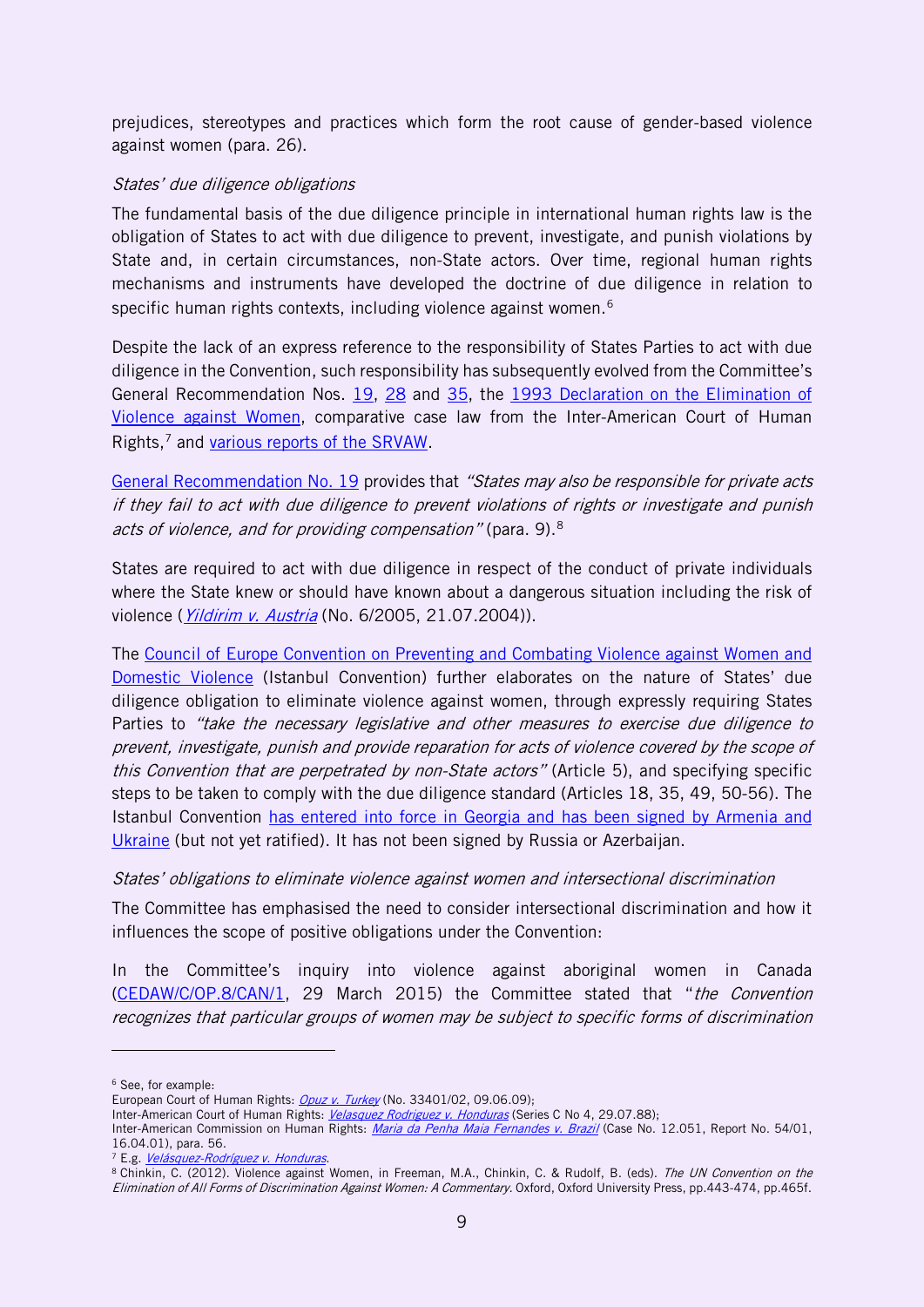prejudices, stereotypes and practices which form the root cause of gender-based violence against women (para. 26).

*States' due diligence obligations*

The fundamental basis of the due diligence principle in international human rights law is the obligation of States to act with due diligence to prevent, investigate, and punish violations by State and, in certain circumstances, non-State actors. Over time, regional human rights mechanisms and instruments have developed the doctrine of due diligence in relation to specific human rights contexts, including violence against women.[6]

Despite the lack of an express reference to the responsibility of States Parties to act with due diligence in the Convention, such responsibility has subsequently evolved from the Committee's General Recommendation Nos. 19, 28 and 35, the 1993 Declaration on the Elimination of Violence against Women, comparative case law from the Inter-American Court of Human Rights,[7] and various reports of the SRVAW.

General Recommendation No. 19 provides that *"States may also be responsible for private acts if they fail to act with due diligence to prevent violations of rights or investigate and punish acts of violence, and for providing compensation"* (para. 9).[8]

States are required to act with due diligence in respect of the conduct of private individuals where the State knew or should have known about a dangerous situation including the risk of violence (*Yildirim v. Austria* (No. 6/2005, 21.07.2004)).

The Council of Europe Convention on Preventing and Combating Violence against Women and Domestic Violence (Istanbul Convention) further elaborates on the nature of States' due diligence obligation to eliminate violence against women, through expressly requiring States Parties to *"take the necessary legislative and other measures to exercise due diligence to prevent, investigate, punish and provide reparation for acts of violence covered by the scope of this Convention that are perpetrated by non-State actors"* (Article 5), and specifying specific steps to be taken to comply with the due diligence standard (Articles 18, 35, 49, 50-56). The Istanbul Convention has entered into force in Georgia and has been signed by Armenia and Ukraine (but not yet ratified). It has not been signed by Russia or Azerbaijan.

*States' obligations to eliminate violence against women and intersectional discrimination*

The Committee has emphasised the need to consider intersectional discrimination and how it influences the scope of positive obligations under the Convention:

In the Committee's inquiry into violence against aboriginal women in Canada (CEDAW/C/OP.8/CAN/1, 29 March 2015) the Committee stated that "*the Convention recognizes that particular groups of women may be subject to specific forms of discrimination*

---

[6] See, for example:
European Court of Human Rights: *Opuz v. Turkey* (No. 33401/02, 09.06.09);
Inter-American Court of Human Rights: *Velasquez Rodriguez v. Honduras* (Series C No 4, 29.07.88);
Inter-American Commission on Human Rights: *Maria da Penha Maia Fernandes v. Brazil* (Case No. 12.051, Report No. 54/01, 16.04.01), para. 56.

[7] E.g. *Velásquez-Rodríguez v. Honduras*.

[8] Chinkin, C. (2012). Violence against Women, in Freeman, M.A., Chinkin, C. & Rudolf, B. (eds). *The UN Convention on the Elimination of All Forms of Discrimination Against Women: A Commentary.* Oxford, Oxford University Press, pp.443-474, pp.465f.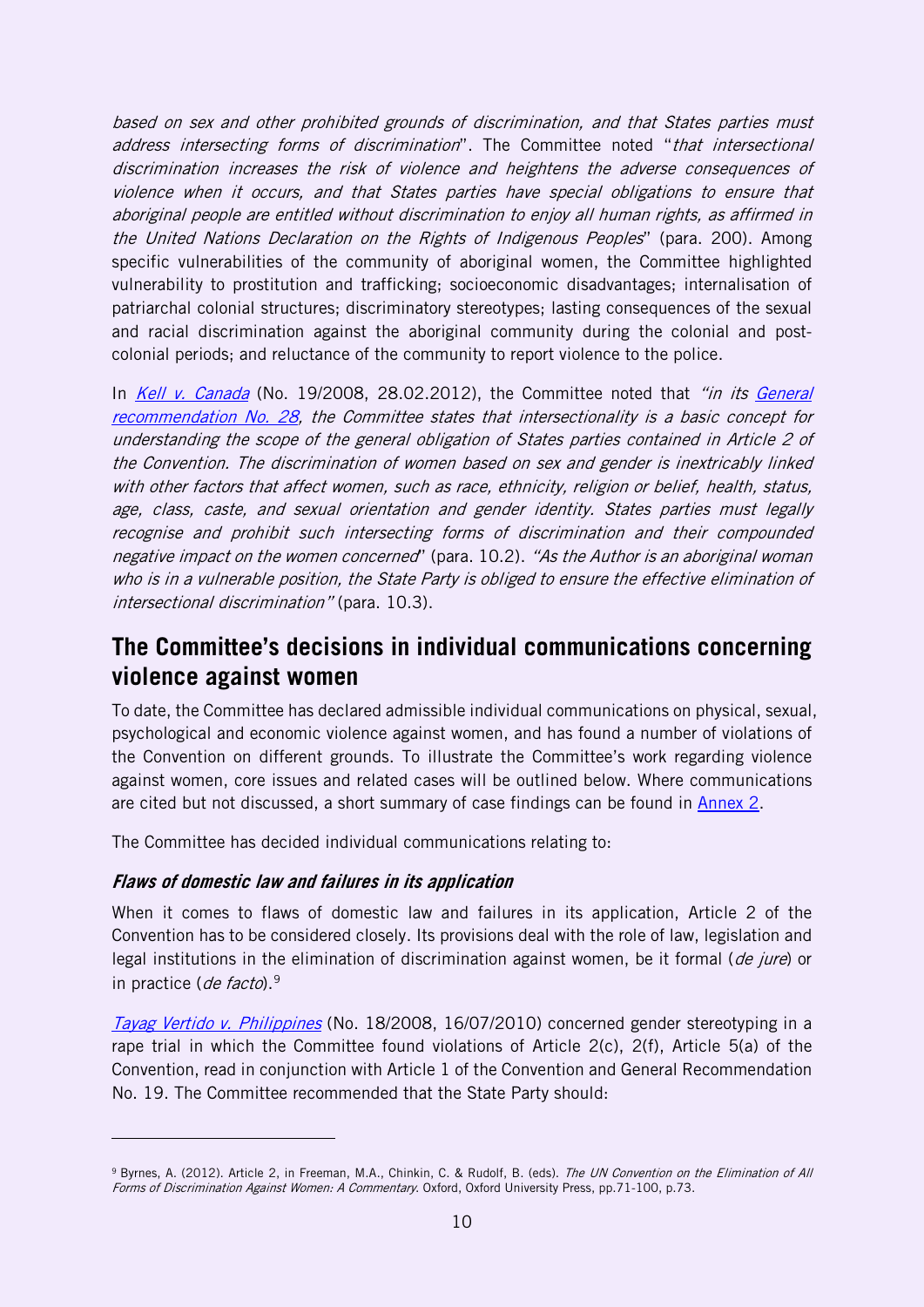*based on sex and other prohibited grounds of discrimination, and that States parties must address intersecting forms of discrimination*". The Committee noted "*that intersectional discrimination increases the risk of violence and heightens the adverse consequences of violence when it occurs, and that States parties have special obligations to ensure that aboriginal people are entitled without discrimination to enjoy all human rights, as affirmed in the United Nations Declaration on the Rights of Indigenous Peoples*" (para. 200). Among specific vulnerabilities of the community of aboriginal women, the Committee highlighted vulnerability to prostitution and trafficking; socioeconomic disadvantages; internalisation of patriarchal colonial structures; discriminatory stereotypes; lasting consequences of the sexual and racial discrimination against the aboriginal community during the colonial and post-colonial periods; and reluctance of the community to report violence to the police.

In *Kell v. Canada* (No. 19/2008, 28.02.2012), the Committee noted that *"in its General recommendation No. 28, the Committee states that intersectionality is a basic concept for understanding the scope of the general obligation of States parties contained in Article 2 of the Convention. The discrimination of women based on sex and gender is inextricably linked with other factors that affect women, such as race, ethnicity, religion or belief, health, status, age, class, caste, and sexual orientation and gender identity. States parties must legally recognise and prohibit such intersecting forms of discrimination and their compounded negative impact on the women concerned*" (para. 10.2). *"As the Author is an aboriginal woman who is in a vulnerable position, the State Party is obliged to ensure the effective elimination of intersectional discrimination"* (para. 10.3).

## The Committee's decisions in individual communications concerning violence against women

To date, the Committee has declared admissible individual communications on physical, sexual, psychological and economic violence against women, and has found a number of violations of the Convention on different grounds. To illustrate the Committee's work regarding violence against women, core issues and related cases will be outlined below. Where communications are cited but not discussed, a short summary of case findings can be found in Annex 2.

The Committee has decided individual communications relating to:

### *Flaws of domestic law and failures in its application*

When it comes to flaws of domestic law and failures in its application, Article 2 of the Convention has to be considered closely. Its provisions deal with the role of law, legislation and legal institutions in the elimination of discrimination against women, be it formal (*de jure*) or in practice (*de facto*).[9]

*Tayag Vertido v. Philippines* (No. 18/2008, 16/07/2010) concerned gender stereotyping in a rape trial in which the Committee found violations of Article 2(c), 2(f), Article 5(a) of the Convention, read in conjunction with Article 1 of the Convention and General Recommendation No. 19. The Committee recommended that the State Party should:

---

[9] Byrnes, A. (2012). Article 2, in Freeman, M.A., Chinkin, C. & Rudolf, B. (eds). *The UN Convention on the Elimination of All Forms of Discrimination Against Women: A Commentary.* Oxford, Oxford University Press, pp.71-100, p.73.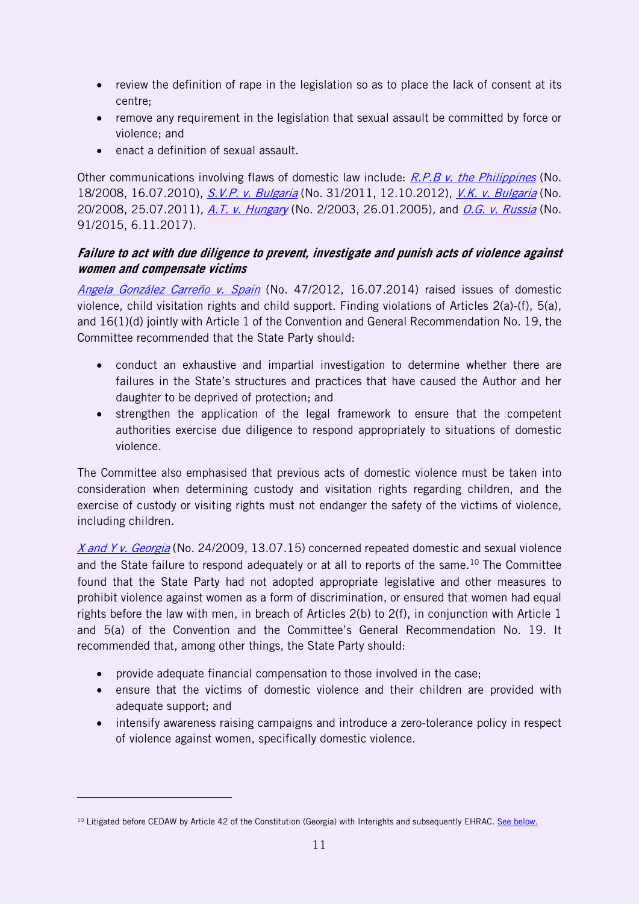- review the definition of rape in the legislation so as to place the lack of consent at its centre;
- remove any requirement in the legislation that sexual assault be committed by force or violence; and
- enact a definition of sexual assault.

Other communications involving flaws of domestic law include: *R.P.B v. the Philippines* (No. 18/2008, 16.07.2010), *S.V.P. v. Bulgaria* (No. 31/2011, 12.10.2012), *V.K. v. Bulgaria* (No. 20/2008, 25.07.2011), *A.T. v. Hungary* (No. 2/2003, 26.01.2005), and *O.G. v. Russia* (No. 91/2015, 6.11.2017).

### *Failure to act with due diligence to prevent, investigate and punish acts of violence against women and compensate victims*

*Angela González Carreño v. Spain* (No. 47/2012, 16.07.2014) raised issues of domestic violence, child visitation rights and child support. Finding violations of Articles 2(a)-(f), 5(a), and 16(1)(d) jointly with Article 1 of the Convention and General Recommendation No. 19, the Committee recommended that the State Party should:

- conduct an exhaustive and impartial investigation to determine whether there are failures in the State's structures and practices that have caused the Author and her daughter to be deprived of protection; and
- strengthen the application of the legal framework to ensure that the competent authorities exercise due diligence to respond appropriately to situations of domestic violence.

The Committee also emphasised that previous acts of domestic violence must be taken into consideration when determining custody and visitation rights regarding children, and the exercise of custody or visiting rights must not endanger the safety of the victims of violence, including children.

*X and Y v. Georgia* (No. 24/2009, 13.07.15) concerned repeated domestic and sexual violence and the State failure to respond adequately or at all to reports of the same.[10] The Committee found that the State Party had not adopted appropriate legislative and other measures to prohibit violence against women as a form of discrimination, or ensured that women had equal rights before the law with men, in breach of Articles 2(b) to 2(f), in conjunction with Article 1 and 5(a) of the Convention and the Committee's General Recommendation No. 19. It recommended that, among other things, the State Party should:

- provide adequate financial compensation to those involved in the case;
- ensure that the victims of domestic violence and their children are provided with adequate support; and
- intensify awareness raising campaigns and introduce a zero-tolerance policy in respect of violence against women, specifically domestic violence.

---

[10] Litigated before CEDAW by Article 42 of the Constitution (Georgia) with Interights and subsequently EHRAC. See below.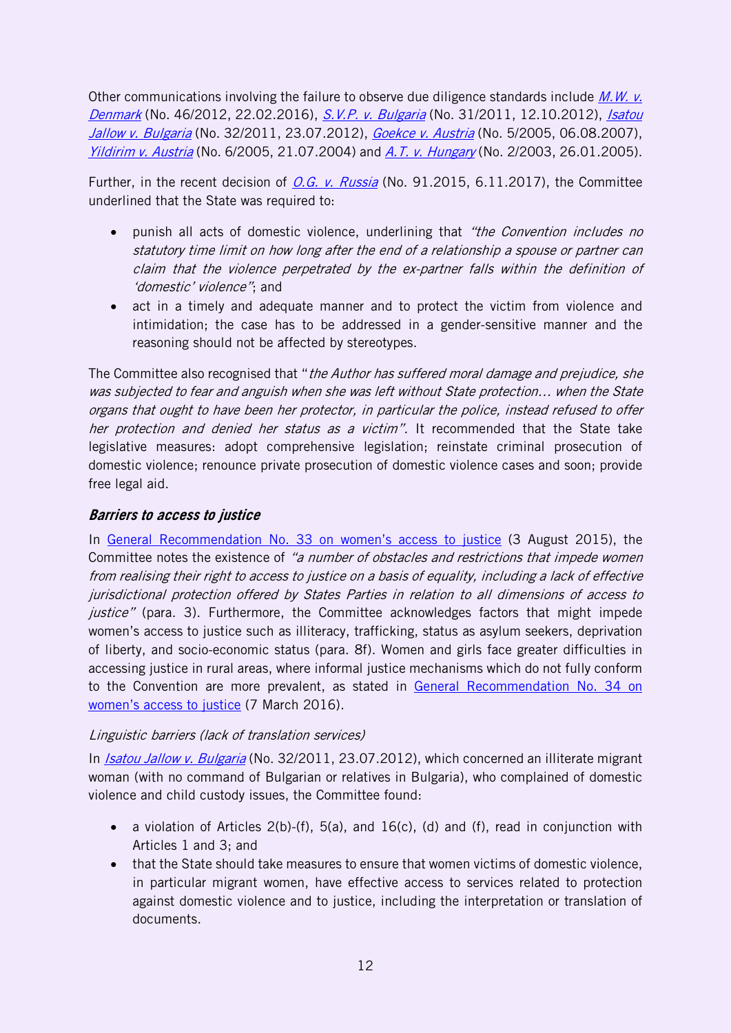Other communications involving the failure to observe due diligence standards include *M.W. v. Denmark* (No. 46/2012, 22.02.2016), *S.V.P. v. Bulgaria* (No. 31/2011, 12.10.2012), *Isatou Jallow v. Bulgaria* (No. 32/2011, 23.07.2012), *Goekce v. Austria* (No. 5/2005, 06.08.2007), *Yildirim v. Austria* (No. 6/2005, 21.07.2004) and *A.T. v. Hungary* (No. 2/2003, 26.01.2005).

Further, in the recent decision of *O.G. v. Russia* (No. 91.2015, 6.11.2017), the Committee underlined that the State was required to:

- punish all acts of domestic violence, underlining that *"the Convention includes no statutory time limit on how long after the end of a relationship a spouse or partner can claim that the violence perpetrated by the ex-partner falls within the definition of 'domestic' violence"*; and
- act in a timely and adequate manner and to protect the victim from violence and intimidation; the case has to be addressed in a gender-sensitive manner and the reasoning should not be affected by stereotypes.

The Committee also recognised that "*the Author has suffered moral damage and prejudice, she was subjected to fear and anguish when she was left without State protection… when the State organs that ought to have been her protector, in particular the police, instead refused to offer her protection and denied her status as a victim".* It recommended that the State take legislative measures: adopt comprehensive legislation; reinstate criminal prosecution of domestic violence; renounce private prosecution of domestic violence cases and soon; provide free legal aid.

### ***Barriers to access to justice***

In General Recommendation No. 33 on women's access to justice (3 August 2015), the Committee notes the existence of *"a number of obstacles and restrictions that impede women from realising their right to access to justice on a basis of equality, including a lack of effective jurisdictional protection offered by States Parties in relation to all dimensions of access to justice"* (para. 3). Furthermore, the Committee acknowledges factors that might impede women's access to justice such as illiteracy, trafficking, status as asylum seekers, deprivation of liberty, and socio-economic status (para. 8f). Women and girls face greater difficulties in accessing justice in rural areas, where informal justice mechanisms which do not fully conform to the Convention are more prevalent, as stated in General Recommendation No. 34 on women's access to justice (7 March 2016).

*Linguistic barriers (lack of translation services)*

In *Isatou Jallow v. Bulgaria* (No. 32/2011, 23.07.2012), which concerned an illiterate migrant woman (with no command of Bulgarian or relatives in Bulgaria), who complained of domestic violence and child custody issues, the Committee found:

- a violation of Articles 2(b)-(f), 5(a), and 16(c), (d) and (f), read in conjunction with Articles 1 and 3; and
- that the State should take measures to ensure that women victims of domestic violence, in particular migrant women, have effective access to services related to protection against domestic violence and to justice, including the interpretation or translation of documents.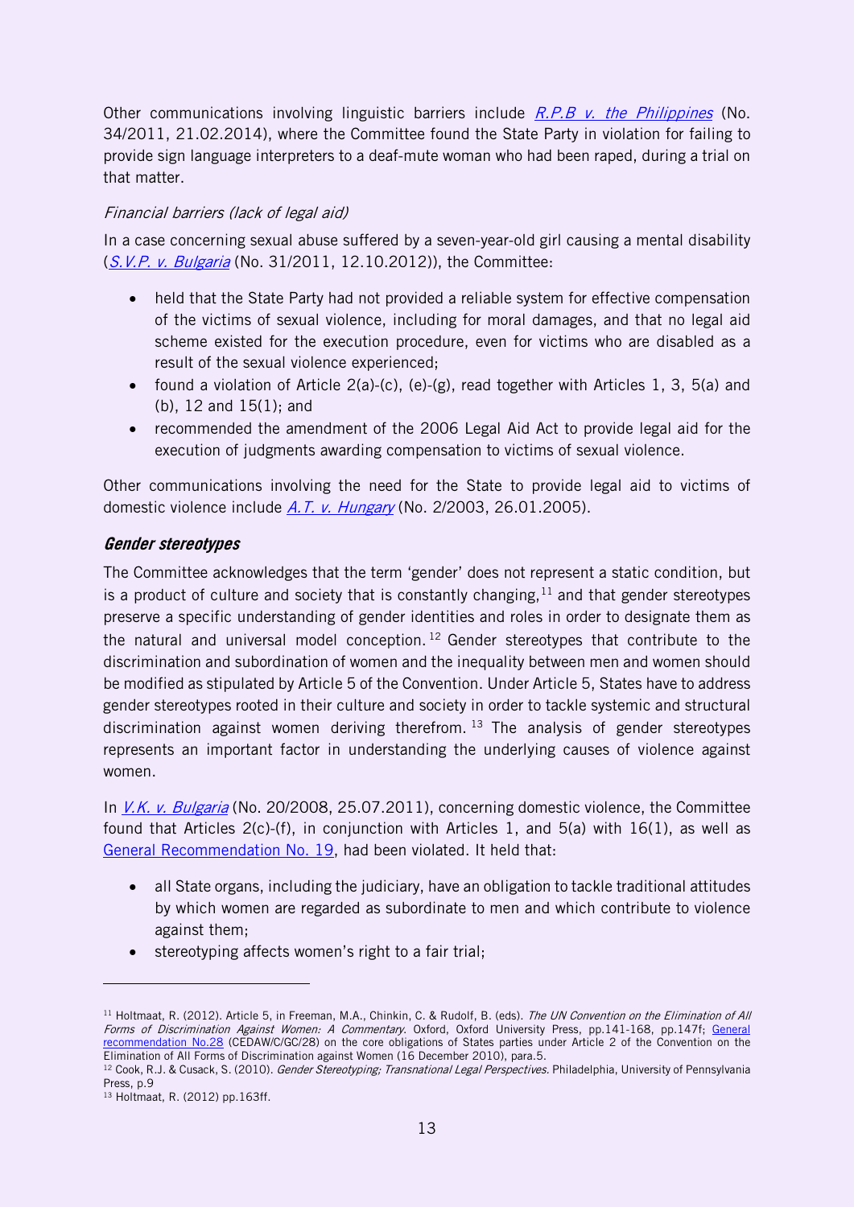Other communications involving linguistic barriers include *R.P.B v. the Philippines* (No. 34/2011, 21.02.2014), where the Committee found the State Party in violation for failing to provide sign language interpreters to a deaf-mute woman who had been raped, during a trial on that matter.

*Financial barriers (lack of legal aid)*

In a case concerning sexual abuse suffered by a seven-year-old girl causing a mental disability (*S.V.P. v. Bulgaria* (No. 31/2011, 12.10.2012)), the Committee:

- held that the State Party had not provided a reliable system for effective compensation of the victims of sexual violence, including for moral damages, and that no legal aid scheme existed for the execution procedure, even for victims who are disabled as a result of the sexual violence experienced;
- found a violation of Article 2(a)-(c), (e)-(g), read together with Articles 1, 3, 5(a) and (b), 12 and 15(1); and
- recommended the amendment of the 2006 Legal Aid Act to provide legal aid for the execution of judgments awarding compensation to victims of sexual violence.

Other communications involving the need for the State to provide legal aid to victims of domestic violence include *A.T. v. Hungary* (No. 2/2003, 26.01.2005).

### *Gender stereotypes*

The Committee acknowledges that the term 'gender' does not represent a static condition, but is a product of culture and society that is constantly changing,[11] and that gender stereotypes preserve a specific understanding of gender identities and roles in order to designate them as the natural and universal model conception.[12] Gender stereotypes that contribute to the discrimination and subordination of women and the inequality between men and women should be modified as stipulated by Article 5 of the Convention. Under Article 5, States have to address gender stereotypes rooted in their culture and society in order to tackle systemic and structural discrimination against women deriving therefrom.[13] The analysis of gender stereotypes represents an important factor in understanding the underlying causes of violence against women.

In *V.K. v. Bulgaria* (No. 20/2008, 25.07.2011), concerning domestic violence, the Committee found that Articles 2(c)-(f), in conjunction with Articles 1, and 5(a) with 16(1), as well as General Recommendation No. 19, had been violated. It held that:

- all State organs, including the judiciary, have an obligation to tackle traditional attitudes by which women are regarded as subordinate to men and which contribute to violence against them;
- stereotyping affects women's right to a fair trial;

---

[11] Holtmaat, R. (2012). Article 5, in Freeman, M.A., Chinkin, C. & Rudolf, B. (eds). *The UN Convention on the Elimination of All Forms of Discrimination Against Women: A Commentary.* Oxford, Oxford University Press, pp.141-168, pp.147f; General recommendation No.28 (CEDAW/C/GC/28) on the core obligations of States parties under Article 2 of the Convention on the Elimination of All Forms of Discrimination against Women (16 December 2010), para.5.

[12] Cook, R.J. & Cusack, S. (2010). *Gender Stereotyping; Transnational Legal Perspectives.* Philadelphia, University of Pennsylvania Press, p.9

[13] Holtmaat, R. (2012) pp.163ff.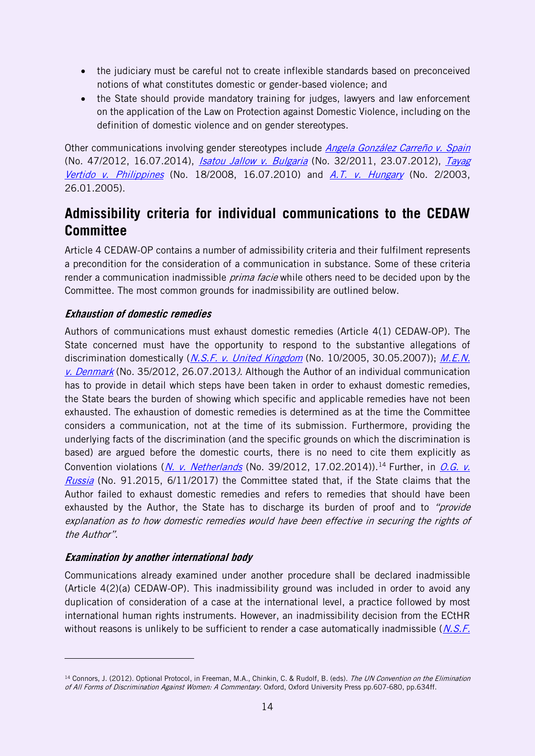- the judiciary must be careful not to create inflexible standards based on preconceived notions of what constitutes domestic or gender-based violence; and
- the State should provide mandatory training for judges, lawyers and law enforcement on the application of the Law on Protection against Domestic Violence, including on the definition of domestic violence and on gender stereotypes.

Other communications involving gender stereotypes include *Angela González Carreño v. Spain* (No. 47/2012, 16.07.2014), *Isatou Jallow v. Bulgaria* (No. 32/2011, 23.07.2012), *Tayag Vertido v. Philippines* (No. 18/2008, 16.07.2010) and *A.T. v. Hungary* (No. 2/2003, 26.01.2005).

## Admissibility criteria for individual communications to the CEDAW Committee

Article 4 CEDAW-OP contains a number of admissibility criteria and their fulfilment represents a precondition for the consideration of a communication in substance. Some of these criteria render a communication inadmissible *prima facie* while others need to be decided upon by the Committee. The most common grounds for inadmissibility are outlined below.

### *Exhaustion of domestic remedies*

Authors of communications must exhaust domestic remedies (Article 4(1) CEDAW-OP). The State concerned must have the opportunity to respond to the substantive allegations of discrimination domestically (*N.S.F. v. United Kingdom* (No. 10/2005, 30.05.2007)); *M.E.N. v. Denmark* (No. 35/2012, 26.07.2013*)*. Although the Author of an individual communication has to provide in detail which steps have been taken in order to exhaust domestic remedies, the State bears the burden of showing which specific and applicable remedies have not been exhausted. The exhaustion of domestic remedies is determined as at the time the Committee considers a communication, not at the time of its submission. Furthermore, providing the underlying facts of the discrimination (and the specific grounds on which the discrimination is based) are argued before the domestic courts, there is no need to cite them explicitly as Convention violations (*N. v. Netherlands* (No. 39/2012, 17.02.2014)).[14] Further, in *O.G. v. Russia* (No. 91.2015, 6/11/2017) the Committee stated that, if the State claims that the Author failed to exhaust domestic remedies and refers to remedies that should have been exhausted by the Author, the State has to discharge its burden of proof and to *"provide explanation as to how domestic remedies would have been effective in securing the rights of the Author"*.

### *Examination by another international body*

Communications already examined under another procedure shall be declared inadmissible (Article 4(2)(a) CEDAW-OP). This inadmissibility ground was included in order to avoid any duplication of consideration of a case at the international level, a practice followed by most international human rights instruments. However, an inadmissibility decision from the ECtHR without reasons is unlikely to be sufficient to render a case automatically inadmissible (*N.S.F.*

---

[14] Connors, J. (2012). Optional Protocol, in Freeman, M.A., Chinkin, C. & Rudolf, B. (eds). *The UN Convention on the Elimination of All Forms of Discrimination Against Women: A Commentary*. Oxford, Oxford University Press pp.607-680, pp.634ff.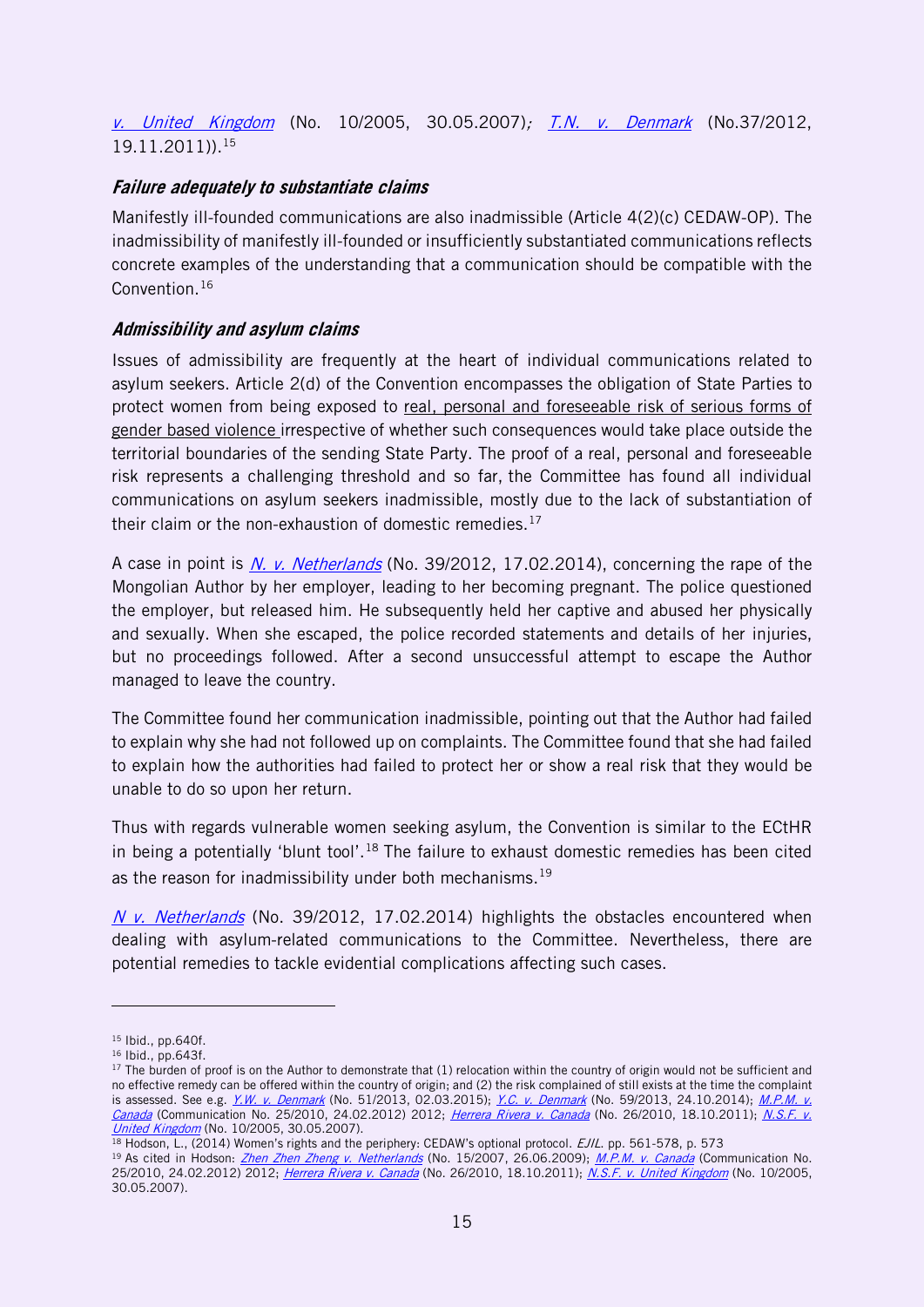*v. United Kingdom* (No. 10/2005, 30.05.2007)*; T.N. v. Denmark* (No.37/2012, 19.11.2011)).[15]

### *Failure adequately to substantiate claims*

Manifestly ill-founded communications are also inadmissible (Article 4(2)(c) CEDAW-OP). The inadmissibility of manifestly ill-founded or insufficiently substantiated communications reflects concrete examples of the understanding that a communication should be compatible with the Convention.[16]

### *Admissibility and asylum claims*

Issues of admissibility are frequently at the heart of individual communications related to asylum seekers. Article 2(d) of the Convention encompasses the obligation of State Parties to protect women from being exposed to real, personal and foreseeable risk of serious forms of gender based violence irrespective of whether such consequences would take place outside the territorial boundaries of the sending State Party. The proof of a real, personal and foreseeable risk represents a challenging threshold and so far, the Committee has found all individual communications on asylum seekers inadmissible, mostly due to the lack of substantiation of their claim or the non-exhaustion of domestic remedies.[17]

A case in point is *N. v. Netherlands* (No. 39/2012, 17.02.2014), concerning the rape of the Mongolian Author by her employer, leading to her becoming pregnant. The police questioned the employer, but released him. He subsequently held her captive and abused her physically and sexually. When she escaped, the police recorded statements and details of her injuries, but no proceedings followed. After a second unsuccessful attempt to escape the Author managed to leave the country.

The Committee found her communication inadmissible, pointing out that the Author had failed to explain why she had not followed up on complaints. The Committee found that she had failed to explain how the authorities had failed to protect her or show a real risk that they would be unable to do so upon her return.

Thus with regards vulnerable women seeking asylum, the Convention is similar to the ECtHR in being a potentially 'blunt tool'.[18] The failure to exhaust domestic remedies has been cited as the reason for inadmissibility under both mechanisms.[19]

*N v. Netherlands* (No. 39/2012, 17.02.2014) highlights the obstacles encountered when dealing with asylum-related communications to the Committee. Nevertheless, there are potential remedies to tackle evidential complications affecting such cases.

---

[15] Ibid., pp.640f.

[16] Ibid., pp.643f.

[17] The burden of proof is on the Author to demonstrate that (1) relocation within the country of origin would not be sufficient and no effective remedy can be offered within the country of origin; and (2) the risk complained of still exists at the time the complaint is assessed. See e.g. *Y.W. v. Denmark* (No. 51/2013, 02.03.2015); *Y.C. v. Denmark* (No. 59/2013, 24.10.2014); *M.P.M. v. Canada* (Communication No. 25/2010, 24.02.2012) 2012; *Herrera Rivera v. Canada* (No. 26/2010, 18.10.2011); *N.S.F. v. United Kingdom* (No. 10/2005, 30.05.2007).

[18] Hodson, L., (2014) Women's rights and the periphery: CEDAW's optional protocol. *EJIL*. pp. 561-578, p. 573

[19] As cited in Hodson: *Zhen Zhen Zheng v. Netherlands* (No. 15/2007, 26.06.2009); *M.P.M. v. Canada* (Communication No. 25/2010, 24.02.2012) 2012; *Herrera Rivera v. Canada* (No. 26/2010, 18.10.2011); *N.S.F. v. United Kingdom* (No. 10/2005, 30.05.2007).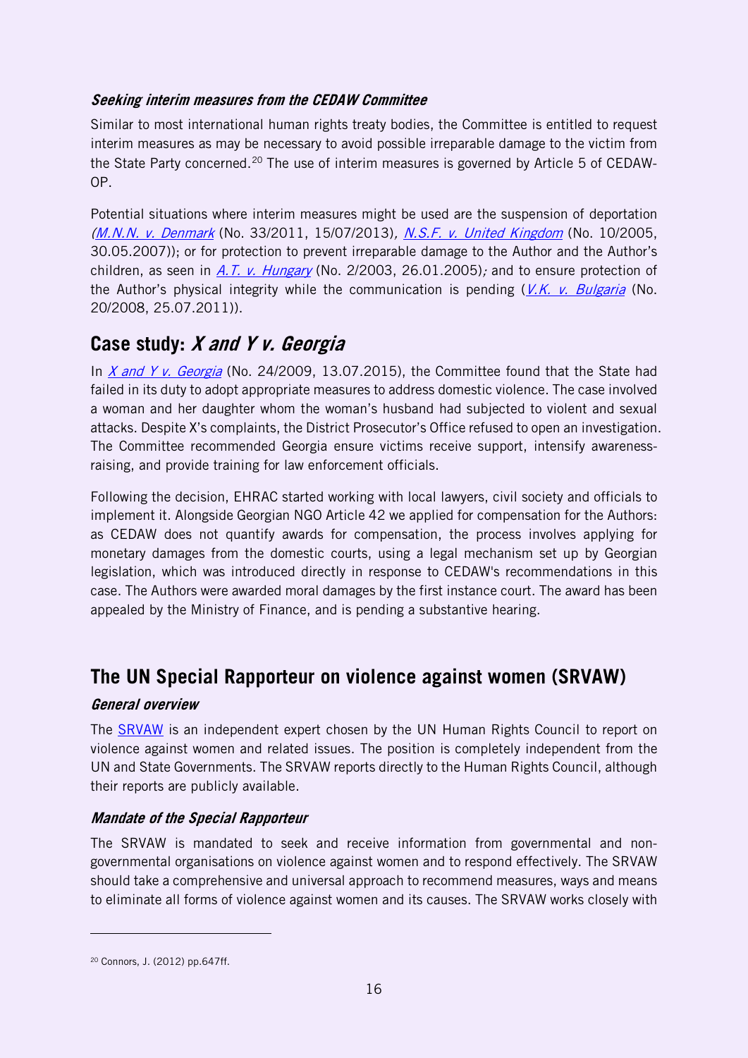### *Seeking interim measures from the CEDAW Committee*

Similar to most international human rights treaty bodies, the Committee is entitled to request interim measures as may be necessary to avoid possible irreparable damage to the victim from the State Party concerned.[20] The use of interim measures is governed by Article 5 of CEDAW-OP.

Potential situations where interim measures might be used are the suspension of deportation (*M.N.N. v. Denmark* (No. 33/2011, 15/07/2013), *N.S.F. v. United Kingdom* (No. 10/2005, 30.05.2007)); or for protection to prevent irreparable damage to the Author and the Author's children, as seen in *A.T. v. Hungary* (No. 2/2003, 26.01.2005); and to ensure protection of the Author's physical integrity while the communication is pending (*V.K. v. Bulgaria* (No. 20/2008, 25.07.2011)).

## Case study: *X and Y v. Georgia*

In *X and Y v. Georgia* (No. 24/2009, 13.07.2015), the Committee found that the State had failed in its duty to adopt appropriate measures to address domestic violence. The case involved a woman and her daughter whom the woman's husband had subjected to violent and sexual attacks. Despite X's complaints, the District Prosecutor's Office refused to open an investigation. The Committee recommended Georgia ensure victims receive support, intensify awareness-raising, and provide training for law enforcement officials.

Following the decision, EHRAC started working with local lawyers, civil society and officials to implement it. Alongside Georgian NGO Article 42 we applied for compensation for the Authors: as CEDAW does not quantify awards for compensation, the process involves applying for monetary damages from the domestic courts, using a legal mechanism set up by Georgian legislation, which was introduced directly in response to CEDAW's recommendations in this case. The Authors were awarded moral damages by the first instance court. The award has been appealed by the Ministry of Finance, and is pending a substantive hearing.

## The UN Special Rapporteur on violence against women (SRVAW)

### *General overview*

The SRVAW is an independent expert chosen by the UN Human Rights Council to report on violence against women and related issues. The position is completely independent from the UN and State Governments. The SRVAW reports directly to the Human Rights Council, although their reports are publicly available.

### *Mandate of the Special Rapporteur*

The SRVAW is mandated to seek and receive information from governmental and non-governmental organisations on violence against women and to respond effectively. The SRVAW should take a comprehensive and universal approach to recommend measures, ways and means to eliminate all forms of violence against women and its causes. The SRVAW works closely with

[20] Connors, J. (2012) pp.647ff.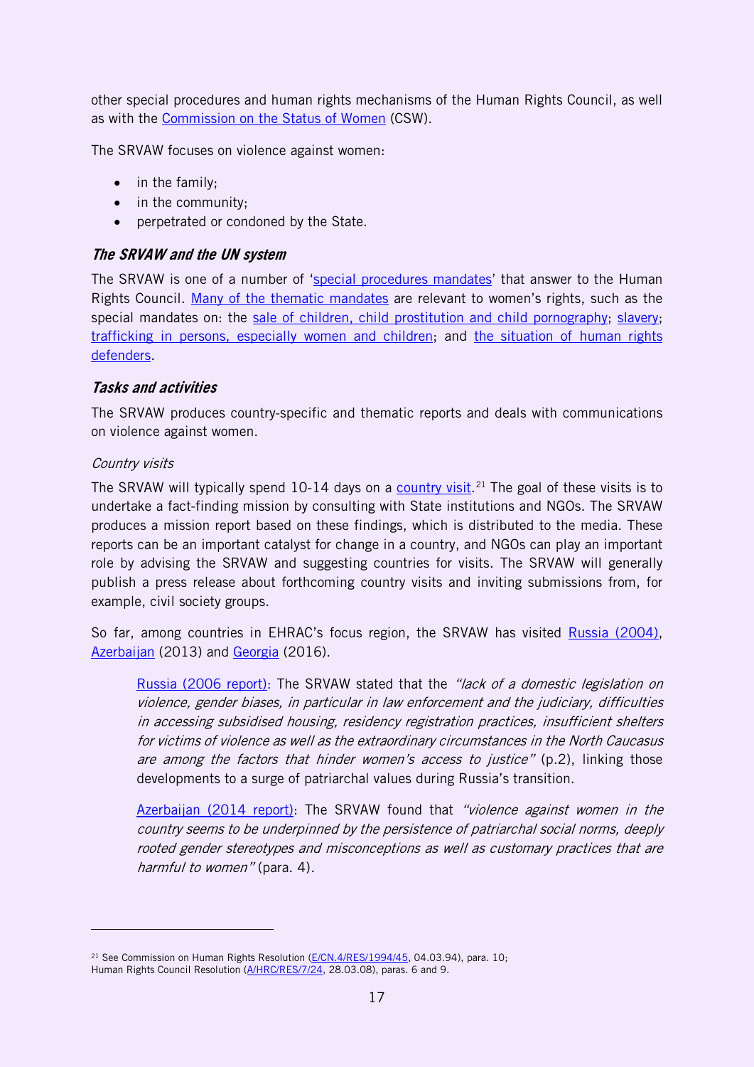other special procedures and human rights mechanisms of the Human Rights Council, as well as with the Commission on the Status of Women (CSW).

The SRVAW focuses on violence against women:

- in the family;
- in the community;
- perpetrated or condoned by the State.

### *The SRVAW and the UN system*

The SRVAW is one of a number of 'special procedures mandates' that answer to the Human Rights Council. Many of the thematic mandates are relevant to women's rights, such as the special mandates on: the sale of children, child prostitution and child pornography; slavery; trafficking in persons, especially women and children; and the situation of human rights defenders.

### *Tasks and activities*

The SRVAW produces country-specific and thematic reports and deals with communications on violence against women.

*Country visits*

The SRVAW will typically spend 10-14 days on a country visit.[21] The goal of these visits is to undertake a fact-finding mission by consulting with State institutions and NGOs. The SRVAW produces a mission report based on these findings, which is distributed to the media. These reports can be an important catalyst for change in a country, and NGOs can play an important role by advising the SRVAW and suggesting countries for visits. The SRVAW will generally publish a press release about forthcoming country visits and inviting submissions from, for example, civil society groups.

So far, among countries in EHRAC's focus region, the SRVAW has visited Russia (2004), Azerbaijan (2013) and Georgia (2016).

> Russia (2006 report): The SRVAW stated that the *"lack of a domestic legislation on violence, gender biases, in particular in law enforcement and the judiciary, difficulties in accessing subsidised housing, residency registration practices, insufficient shelters for victims of violence as well as the extraordinary circumstances in the North Caucasus are among the factors that hinder women's access to justice"* (p.2), linking those developments to a surge of patriarchal values during Russia's transition.
>
> Azerbaijan (2014 report): The SRVAW found that *"violence against women in the country seems to be underpinned by the persistence of patriarchal social norms, deeply rooted gender stereotypes and misconceptions as well as customary practices that are harmful to women"* (para. 4).

---

[21] See Commission on Human Rights Resolution (E/CN.4/RES/1994/45, 04.03.94), para. 10; Human Rights Council Resolution (A/HRC/RES/7/24, 28.03.08), paras. 6 and 9.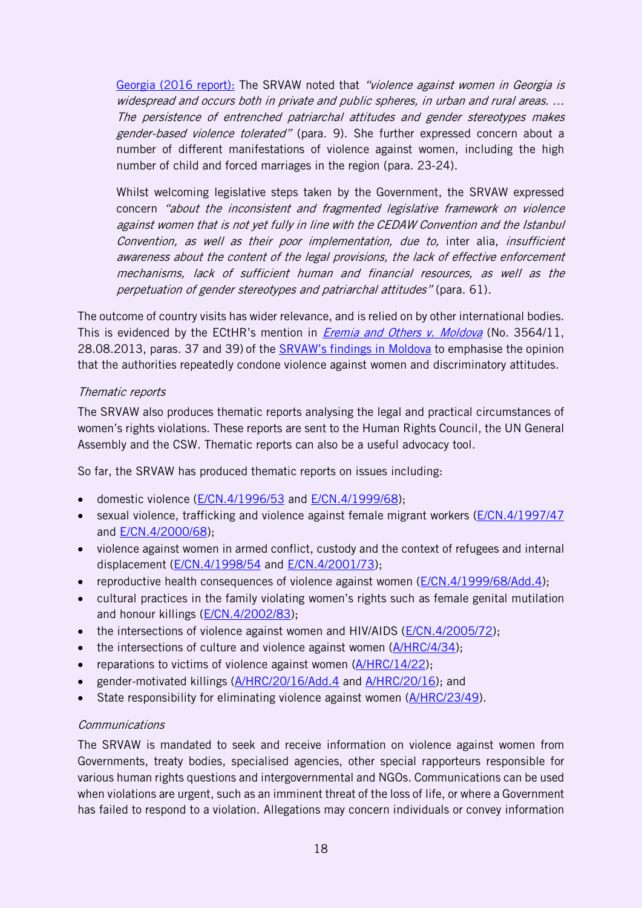[Georgia (2016 report):](#) The SRVAW noted that *"violence against women in Georgia is widespread and occurs both in private and public spheres, in urban and rural areas. … The persistence of entrenched patriarchal attitudes and gender stereotypes makes gender-based violence tolerated"* (para. 9). She further expressed concern about a number of different manifestations of violence against women, including the high number of child and forced marriages in the region (para. 23-24).

Whilst welcoming legislative steps taken by the Government, the SRVAW expressed concern *"about the inconsistent and fragmented legislative framework on violence against women that is not yet fully in line with the CEDAW Convention and the Istanbul Convention, as well as their poor implementation, due to,* inter alia, *insufficient awareness about the content of the legal provisions, the lack of effective enforcement mechanisms, lack of sufficient human and financial resources, as well as the perpetuation of gender stereotypes and patriarchal attitudes"* (para. 61).

The outcome of country visits has wider relevance, and is relied on by other international bodies. This is evidenced by the ECtHR's mention in *Eremia and Others v. Moldova* (No. 3564/11, 28.08.2013, paras. 37 and 39) of the SRVAW's findings in Moldova to emphasise the opinion that the authorities repeatedly condone violence against women and discriminatory attitudes.

*Thematic reports*

The SRVAW also produces thematic reports analysing the legal and practical circumstances of women's rights violations. These reports are sent to the Human Rights Council, the UN General Assembly and the CSW. Thematic reports can also be a useful advocacy tool.

So far, the SRVAW has produced thematic reports on issues including:

- domestic violence (E/CN.4/1996/53 and E/CN.4/1999/68);
- sexual violence, trafficking and violence against female migrant workers (E/CN.4/1997/47 and E/CN.4/2000/68);
- violence against women in armed conflict, custody and the context of refugees and internal displacement (E/CN.4/1998/54 and E/CN.4/2001/73);
- reproductive health consequences of violence against women (E/CN.4/1999/68/Add.4);
- cultural practices in the family violating women's rights such as female genital mutilation and honour killings (E/CN.4/2002/83);
- the intersections of violence against women and HIV/AIDS (E/CN.4/2005/72);
- the intersections of culture and violence against women (A/HRC/4/34);
- reparations to victims of violence against women (A/HRC/14/22);
- gender-motivated killings (A/HRC/20/16/Add.4 and A/HRC/20/16); and
- State responsibility for eliminating violence against women (A/HRC/23/49).

*Communications*

The SRVAW is mandated to seek and receive information on violence against women from Governments, treaty bodies, specialised agencies, other special rapporteurs responsible for various human rights questions and intergovernmental and NGOs. Communications can be used when violations are urgent, such as an imminent threat of the loss of life, or where a Government has failed to respond to a violation. Allegations may concern individuals or convey information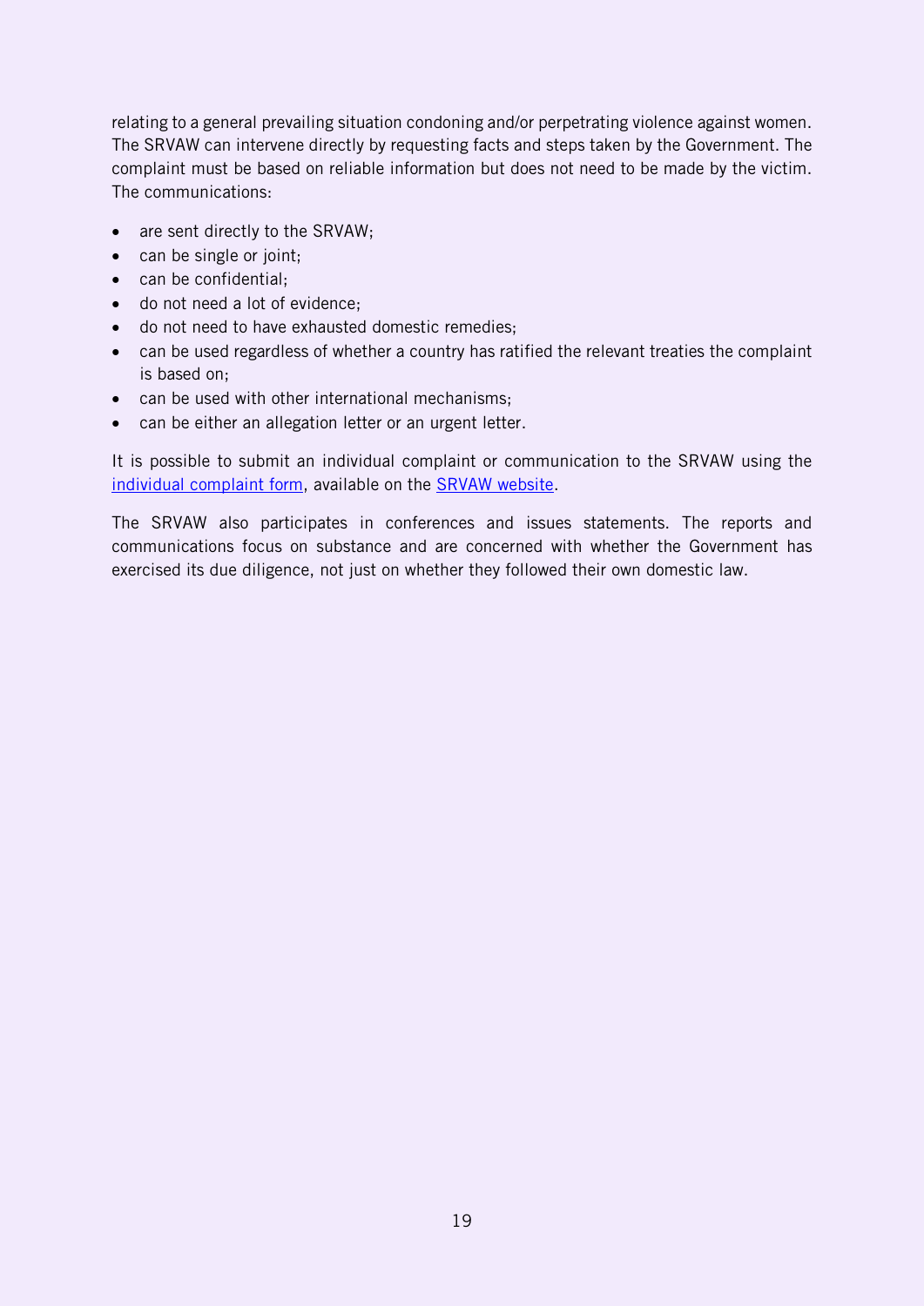relating to a general prevailing situation condoning and/or perpetrating violence against women. The SRVAW can intervene directly by requesting facts and steps taken by the Government. The complaint must be based on reliable information but does not need to be made by the victim. The communications:

- are sent directly to the SRVAW;
- can be single or joint;
- can be confidential;
- do not need a lot of evidence;
- do not need to have exhausted domestic remedies;
- can be used regardless of whether a country has ratified the relevant treaties the complaint is based on;
- can be used with other international mechanisms;
- can be either an allegation letter or an urgent letter.

It is possible to submit an individual complaint or communication to the SRVAW using the individual complaint form, available on the SRVAW website.

The SRVAW also participates in conferences and issues statements. The reports and communications focus on substance and are concerned with whether the Government has exercised its due diligence, not just on whether they followed their own domestic law.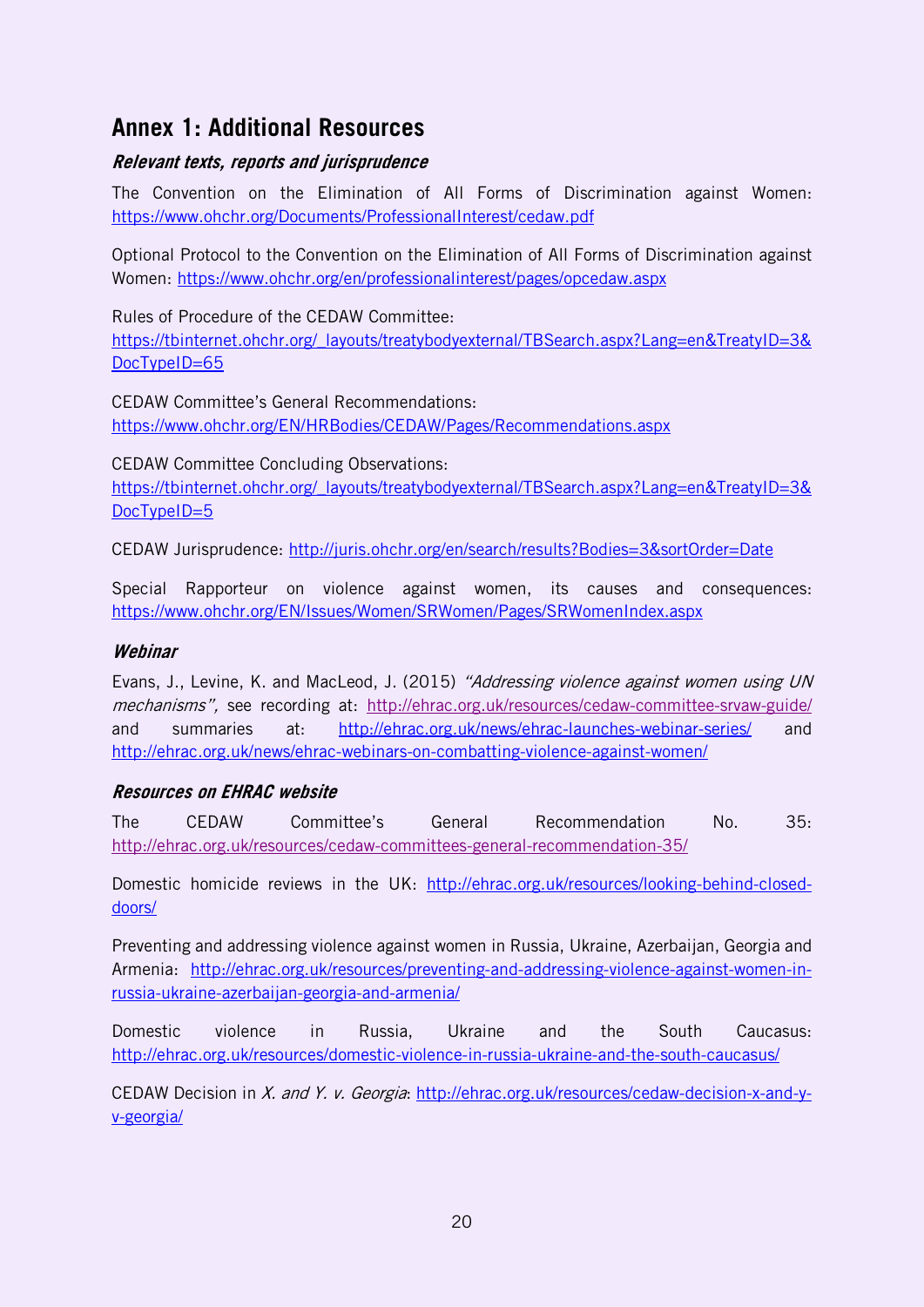## Annex 1: Additional Resources

### *Relevant texts, reports and jurisprudence*

The Convention on the Elimination of All Forms of Discrimination against Women: https://www.ohchr.org/Documents/ProfessionalInterest/cedaw.pdf

Optional Protocol to the Convention on the Elimination of All Forms of Discrimination against Women: https://www.ohchr.org/en/professionalinterest/pages/opcedaw.aspx

Rules of Procedure of the CEDAW Committee: https://tbinternet.ohchr.org/_layouts/treatybodyexternal/TBSearch.aspx?Lang=en&TreatyID=3&DocTypeID=65

CEDAW Committee's General Recommendations: https://www.ohchr.org/EN/HRBodies/CEDAW/Pages/Recommendations.aspx

CEDAW Committee Concluding Observations: https://tbinternet.ohchr.org/_layouts/treatybodyexternal/TBSearch.aspx?Lang=en&TreatyID=3&DocTypeID=5

CEDAW Jurisprudence: http://juris.ohchr.org/en/search/results?Bodies=3&sortOrder=Date

Special Rapporteur on violence against women, its causes and consequences: https://www.ohchr.org/EN/Issues/Women/SRWomen/Pages/SRWomenIndex.aspx

### *Webinar*

Evans, J., Levine, K. and MacLeod, J. (2015) *"Addressing violence against women using UN mechanisms",* see recording at: http://ehrac.org.uk/resources/cedaw-committee-srvaw-guide/ and summaries at: http://ehrac.org.uk/news/ehrac-launches-webinar-series/ and http://ehrac.org.uk/news/ehrac-webinars-on-combatting-violence-against-women/

### *Resources on EHRAC website*

The CEDAW Committee's General Recommendation No. 35: http://ehrac.org.uk/resources/cedaw-committees-general-recommendation-35/

Domestic homicide reviews in the UK: http://ehrac.org.uk/resources/looking-behind-closed-doors/

Preventing and addressing violence against women in Russia, Ukraine, Azerbaijan, Georgia and Armenia: http://ehrac.org.uk/resources/preventing-and-addressing-violence-against-women-in-russia-ukraine-azerbaijan-georgia-and-armenia/

Domestic violence in Russia, Ukraine and the South Caucasus: http://ehrac.org.uk/resources/domestic-violence-in-russia-ukraine-and-the-south-caucasus/

CEDAW Decision in *X. and Y. v. Georgia*: http://ehrac.org.uk/resources/cedaw-decision-x-and-y-v-georgia/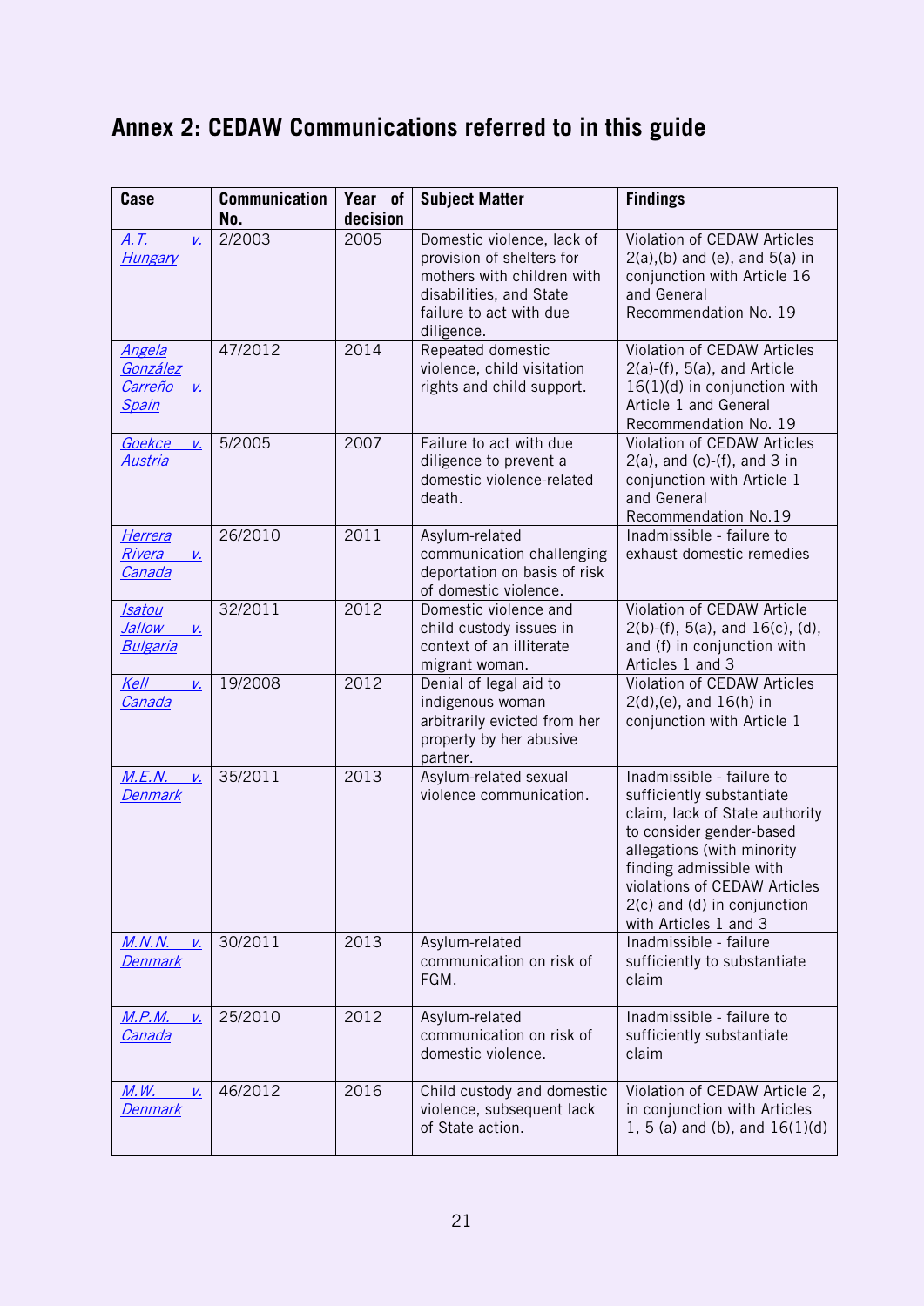## Annex 2: CEDAW Communications referred to in this guide

| Case | Communication No. | Year of decision | Subject Matter | Findings |
|---|---|---|---|---|
| *A.T. v. Hungary* | 2/2003 | 2005 | Domestic violence, lack of provision of shelters for mothers with children with disabilities, and State failure to act with due diligence. | Violation of CEDAW Articles 2(a),(b) and (e), and 5(a) in conjunction with Article 16 and General Recommendation No. 19 |
| *Angela González Carreño v. Spain* | 47/2012 | 2014 | Repeated domestic violence, child visitation rights and child support. | Violation of CEDAW Articles 2(a)-(f), 5(a), and Article 16(1)(d) in conjunction with Article 1 and General Recommendation No. 19 |
| *Goekce v. Austria* | 5/2005 | 2007 | Failure to act with due diligence to prevent a domestic violence-related death. | Violation of CEDAW Articles 2(a), and (c)-(f), and 3 in conjunction with Article 1 and General Recommendation No.19 |
| *Herrera Rivera v. Canada* | 26/2010 | 2011 | Asylum-related communication challenging deportation on basis of risk of domestic violence. | Inadmissible - failure to exhaust domestic remedies |
| *Isatou Jallow v. Bulgaria* | 32/2011 | 2012 | Domestic violence and child custody issues in context of an illiterate migrant woman. | Violation of CEDAW Article 2(b)-(f), 5(a), and 16(c), (d), and (f) in conjunction with Articles 1 and 3 |
| *Kell v. Canada* | 19/2008 | 2012 | Denial of legal aid to indigenous woman arbitrarily evicted from her property by her abusive partner. | Violation of CEDAW Articles 2(d),(e), and 16(h) in conjunction with Article 1 |
| *M.E.N. v. Denmark* | 35/2011 | 2013 | Asylum-related sexual violence communication. | Inadmissible - failure to sufficiently substantiate claim, lack of State authority to consider gender-based allegations (with minority finding admissible with violations of CEDAW Articles 2(c) and (d) in conjunction with Articles 1 and 3 |
| *M.N.N. v. Denmark* | 30/2011 | 2013 | Asylum-related communication on risk of FGM. | Inadmissible - failure sufficiently to substantiate claim |
| *M.P.M. v. Canada* | 25/2010 | 2012 | Asylum-related communication on risk of domestic violence. | Inadmissible - failure to sufficiently substantiate claim |
| *M.W. v. Denmark* | 46/2012 | 2016 | Child custody and domestic violence, subsequent lack of State action. | Violation of CEDAW Article 2, in conjunction with Articles 1, 5 (a) and (b), and 16(1)(d) |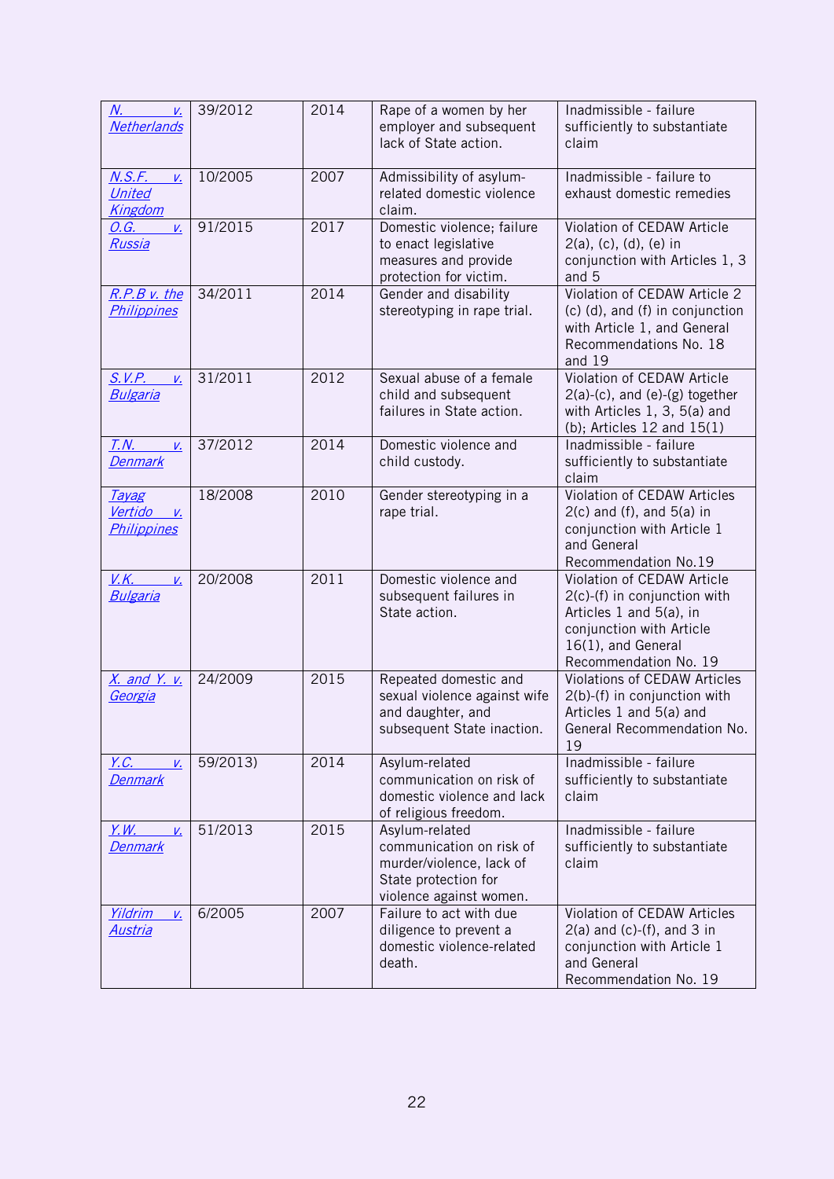| [N. v. Netherlands]() | 39/2012 | 2014 | Rape of a women by her employer and subsequent lack of State action. | Inadmissible - failure sufficiently to substantiate claim |
|---|---|---|---|---|
| [N.S.F. v. United Kingdom]() | 10/2005 | 2007 | Admissibility of asylum-related domestic violence claim. | Inadmissible - failure to exhaust domestic remedies |
| [O.G. v. Russia]() | 91/2015 | 2017 | Domestic violence; failure to enact legislative measures and provide protection for victim. | Violation of CEDAW Article 2(a), (c), (d), (e) in conjunction with Articles 1, 3 and 5 |
| [R.P.B v. the Philippines]() | 34/2011 | 2014 | Gender and disability stereotyping in rape trial. | Violation of CEDAW Article 2 (c) (d), and (f) in conjunction with Article 1, and General Recommendations No. 18 and 19 |
| [S.V.P. v. Bulgaria]() | 31/2011 | 2012 | Sexual abuse of a female child and subsequent failures in State action. | Violation of CEDAW Article 2(a)-(c), and (e)-(g) together with Articles 1, 3, 5(a) and (b); Articles 12 and 15(1) |
| [T.N. v. Denmark]() | 37/2012 | 2014 | Domestic violence and child custody. | Inadmissible - failure sufficiently to substantiate claim |
| [Tayag Vertido v. Philippines]() | 18/2008 | 2010 | Gender stereotyping in a rape trial. | Violation of CEDAW Articles 2(c) and (f), and 5(a) in conjunction with Article 1 and General Recommendation No.19 |
| [V.K. v. Bulgaria]() | 20/2008 | 2011 | Domestic violence and subsequent failures in State action. | Violation of CEDAW Article 2(c)-(f) in conjunction with Articles 1 and 5(a), in conjunction with Article 16(1), and General Recommendation No. 19 |
| [X. and Y. v. Georgia]() | 24/2009 | 2015 | Repeated domestic and sexual violence against wife and daughter, and subsequent State inaction. | Violations of CEDAW Articles 2(b)-(f) in conjunction with Articles 1 and 5(a) and General Recommendation No. 19 |
| [Y.C. v. Denmark]() | 59/2013) | 2014 | Asylum-related communication on risk of domestic violence and lack of religious freedom. | Inadmissible - failure sufficiently to substantiate claim |
| [Y.W. v. Denmark]() | 51/2013 | 2015 | Asylum-related communication on risk of murder/violence, lack of State protection for violence against women. | Inadmissible - failure sufficiently to substantiate claim |
| [Yildrim v. Austria]() | 6/2005 | 2007 | Failure to act with due diligence to prevent a domestic violence-related death. | Violation of CEDAW Articles 2(a) and (c)-(f), and 3 in conjunction with Article 1 and General Recommendation No. 19 |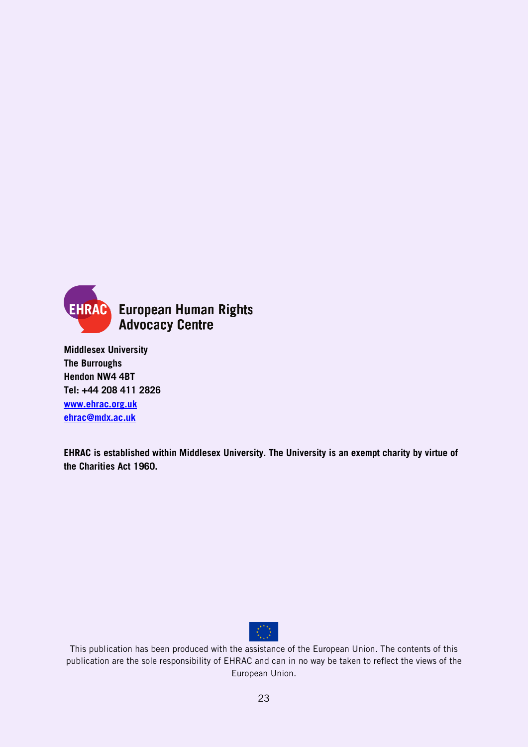EHRAC European Human Rights Advocacy Centre

**Middlesex University**
**The Burroughs**
**Hendon NW4 4BT**
**Tel: +44 208 411 2826**
**www.ehrac.org.uk**
**ehrac@mdx.ac.uk**

**EHRAC is established within Middlesex University. The University is an exempt charity by virtue of the Charities Act 1960.**

This publication has been produced with the assistance of the European Union. The contents of this publication are the sole responsibility of EHRAC and can in no way be taken to reflect the views of the European Union.